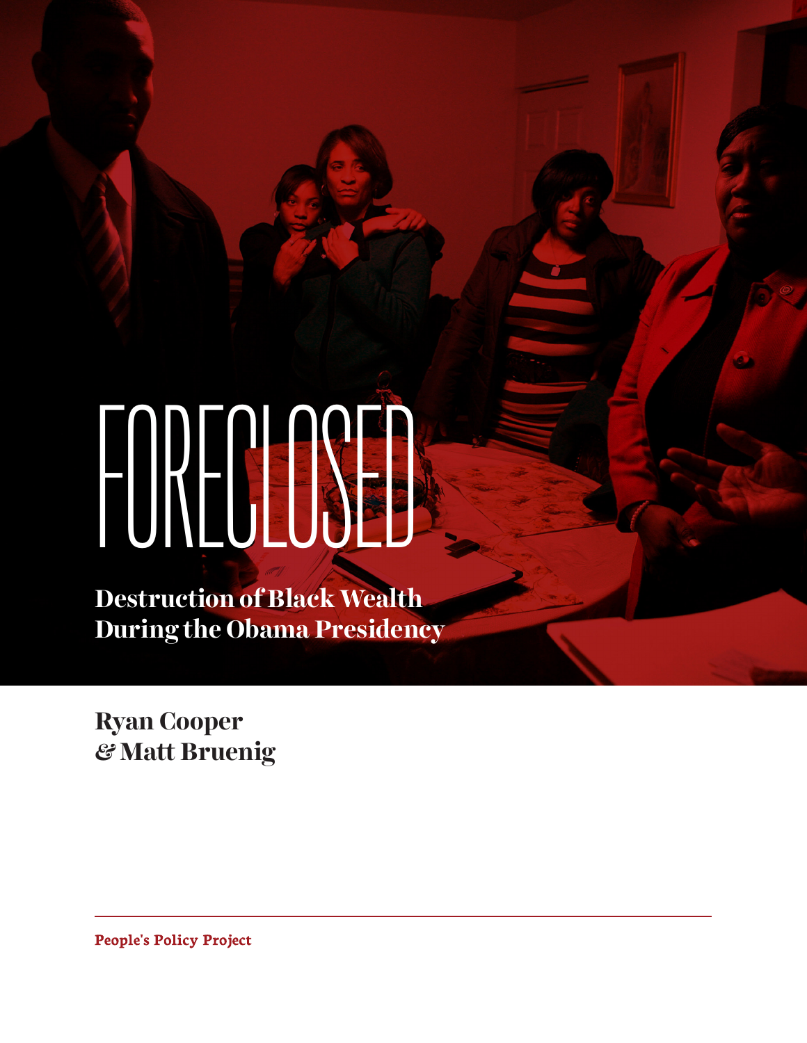# FORECLOSED

## Destruction of Black Wealth During the Obama Presidency

**Ryan Cooper**
**& Matt Bruenig**

**People's Policy Project**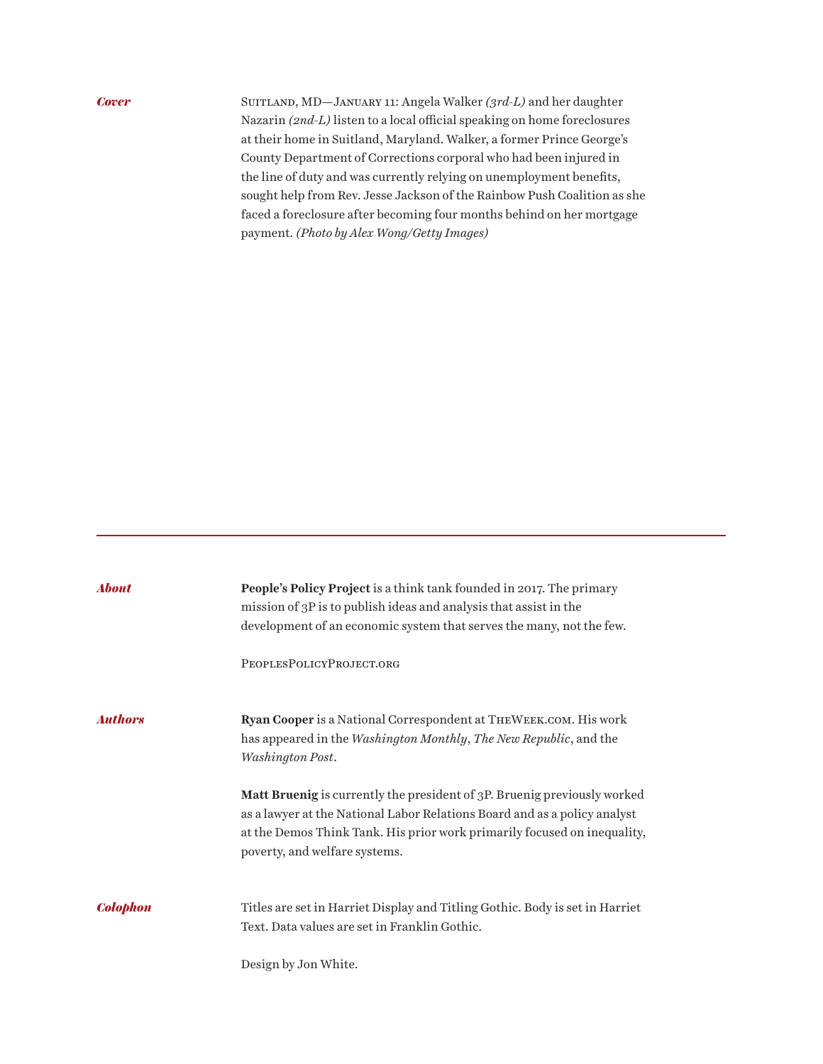### *Cover*

Suitland, MD—January 11: Angela Walker *(3rd-L)* and her daughter Nazarin *(2nd-L)* listen to a local official speaking on home foreclosures at their home in Suitland, Maryland. Walker, a former Prince George's County Department of Corrections corporal who had been injured in the line of duty and was currently relying on unemployment benefits, sought help from Rev. Jesse Jackson of the Rainbow Push Coalition as she faced a foreclosure after becoming four months behind on her mortgage payment. *(Photo by Alex Wong/Getty Images)*

---

### *About*

**People's Policy Project** is a think tank founded in 2017. The primary mission of 3P is to publish ideas and analysis that assist in the development of an economic system that serves the many, not the few.

PeoplesPolicyProject.org

### *Authors*

**Ryan Cooper** is a National Correspondent at TheWeek.com. His work has appeared in the *Washington Monthly*, *The New Republic*, and the *Washington Post*.

**Matt Bruenig** is currently the president of 3P. Bruenig previously worked as a lawyer at the National Labor Relations Board and as a policy analyst at the Demos Think Tank. His prior work primarily focused on inequality, poverty, and welfare systems.

### *Colophon*

Titles are set in Harriet Display and Titling Gothic. Body is set in Harriet Text. Data values are set in Franklin Gothic.

Design by Jon White.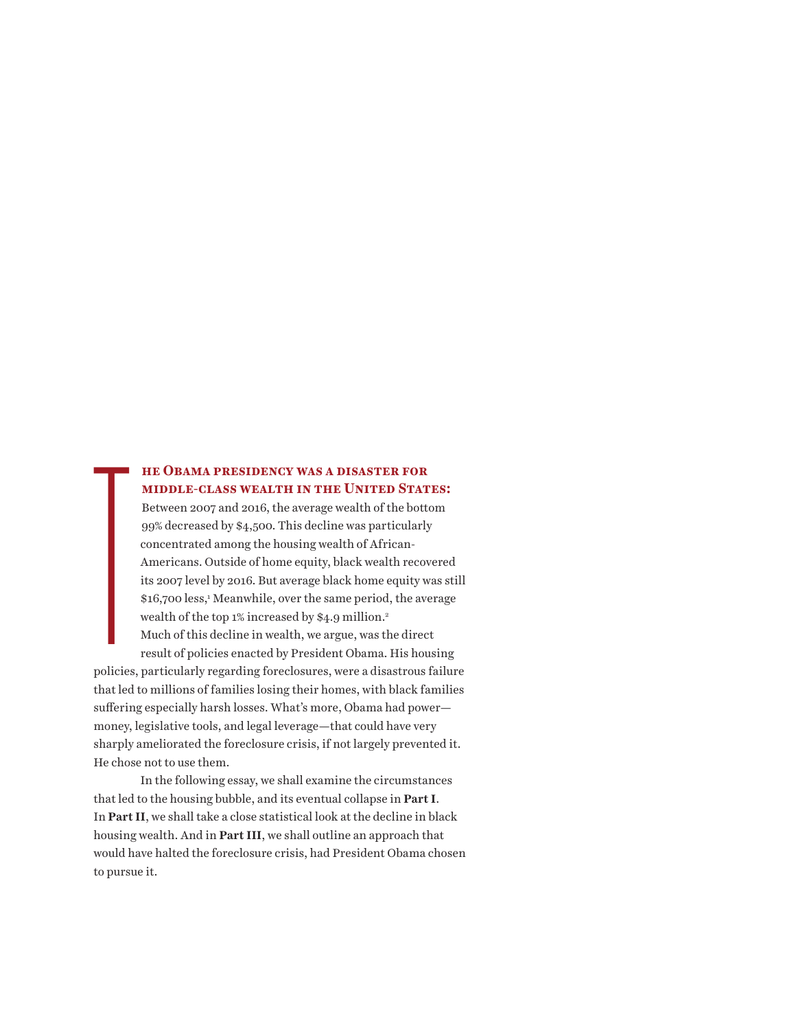**THE OBAMA PRESIDENCY WAS A DISASTER FOR MIDDLE-CLASS WEALTH IN THE UNITED STATES:** Between 2007 and 2016, the average wealth of the bottom 99% decreased by $4,500. This decline was particularly concentrated among the housing wealth of African-Americans. Outside of home equity, black wealth recovered its 2007 level by 2016. But average black home equity was still $16,700 less,[1] Meanwhile, over the same period, the average wealth of the top 1% increased by $4.9 million.[2]

Much of this decline in wealth, we argue, was the direct result of policies enacted by President Obama. His housing policies, particularly regarding foreclosures, were a disastrous failure that led to millions of families losing their homes, with black families suffering especially harsh losses. What's more, Obama had power—money, legislative tools, and legal leverage—that could have very sharply ameliorated the foreclosure crisis, if not largely prevented it. He chose not to use them.

In the following essay, we shall examine the circumstances that led to the housing bubble, and its eventual collapse in **Part I**. In **Part II**, we shall take a close statistical look at the decline in black housing wealth. And in **Part III**, we shall outline an approach that would have halted the foreclosure crisis, had President Obama chosen to pursue it.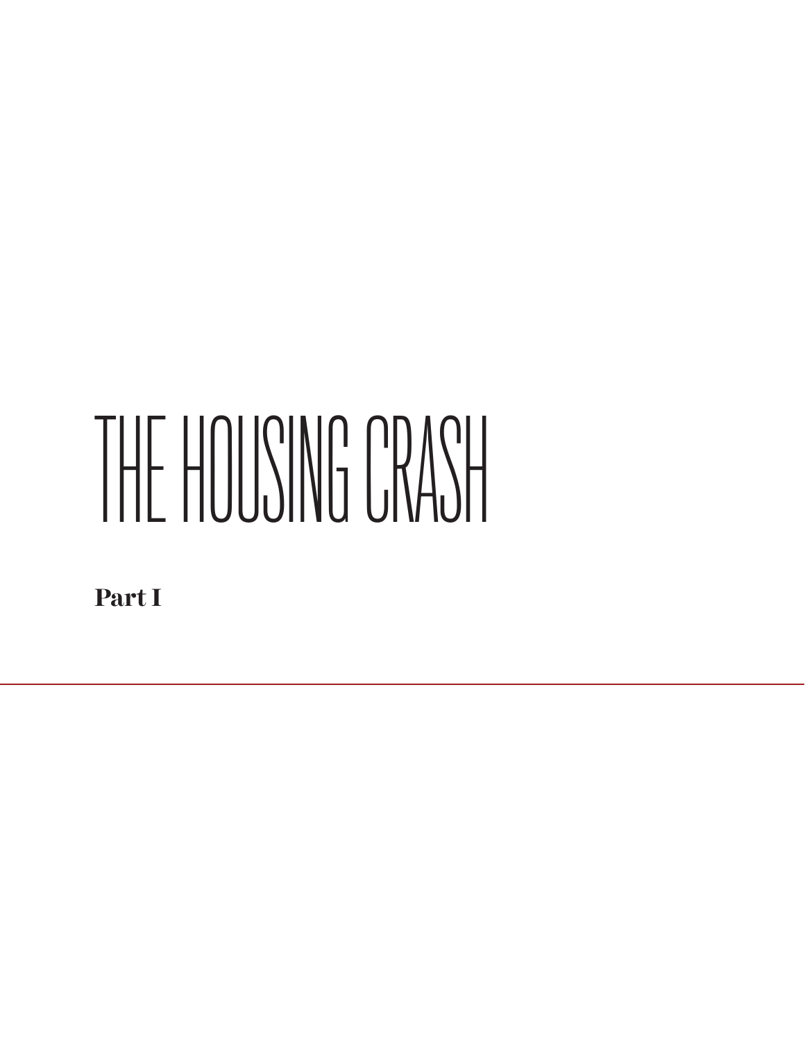# THE HOUSING CRASH

**Part I**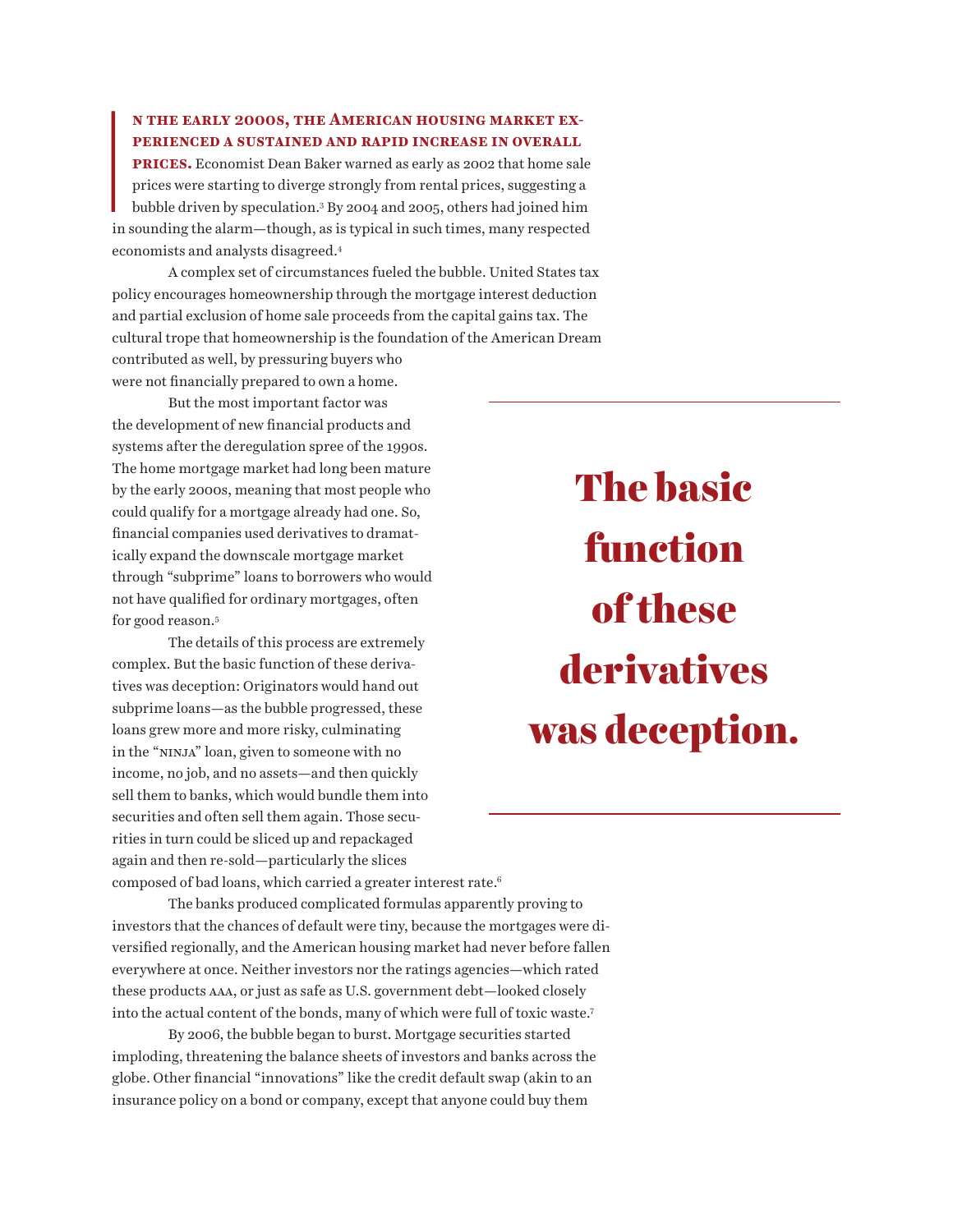**IN THE EARLY 2000S, THE AMERICAN HOUSING MARKET EXPERIENCED A SUSTAINED AND RAPID INCREASE IN OVERALL PRICES.** Economist Dean Baker warned as early as 2002 that home sale prices were starting to diverge strongly from rental prices, suggesting a bubble driven by speculation.[3] By 2004 and 2005, others had joined him in sounding the alarm—though, as is typical in such times, many respected economists and analysts disagreed.[4]

A complex set of circumstances fueled the bubble. United States tax policy encourages homeownership through the mortgage interest deduction and partial exclusion of home sale proceeds from the capital gains tax. The cultural trope that homeownership is the foundation of the American Dream contributed as well, by pressuring buyers who were not financially prepared to own a home.

But the most important factor was the development of new financial products and systems after the deregulation spree of the 1990s. The home mortgage market had long been mature by the early 2000s, meaning that most people who could qualify for a mortgage already had one. So, financial companies used derivatives to dramatically expand the downscale mortgage market through "subprime" loans to borrowers who would not have qualified for ordinary mortgages, often for good reason.[5]

> The basic function of these derivatives was deception.

The details of this process are extremely complex. But the basic function of these derivatives was deception: Originators would hand out subprime loans—as the bubble progressed, these loans grew more and more risky, culminating in the "NINJA" loan, given to someone with no income, no job, and no assets—and then quickly sell them to banks, which would bundle them into securities and often sell them again. Those securities in turn could be sliced up and repackaged again and then re-sold—particularly the slices composed of bad loans, which carried a greater interest rate.[6]

The banks produced complicated formulas apparently proving to investors that the chances of default were tiny, because the mortgages were diversified regionally, and the American housing market had never before fallen everywhere at once. Neither investors nor the ratings agencies—which rated these products AAA, or just as safe as U.S. government debt—looked closely into the actual content of the bonds, many of which were full of toxic waste.[7]

By 2006, the bubble began to burst. Mortgage securities started imploding, threatening the balance sheets of investors and banks across the globe. Other financial "innovations" like the credit default swap (akin to an insurance policy on a bond or company, except that anyone could buy them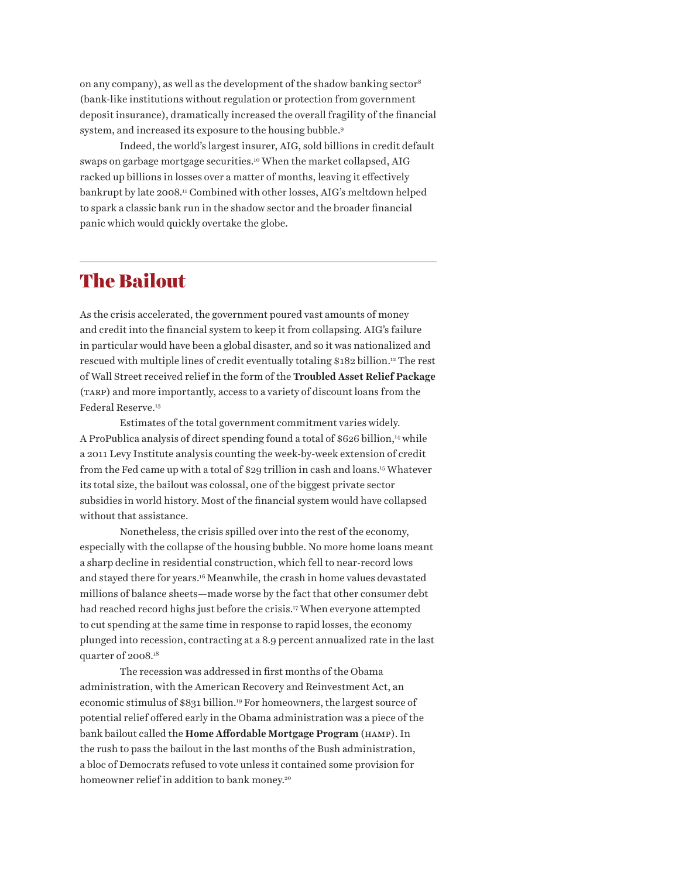on any company), as well as the development of the shadow banking sector[8] (bank-like institutions without regulation or protection from government deposit insurance), dramatically increased the overall fragility of the financial system, and increased its exposure to the housing bubble.[9]

Indeed, the world's largest insurer, AIG, sold billions in credit default swaps on garbage mortgage securities.[10] When the market collapsed, AIG racked up billions in losses over a matter of months, leaving it effectively bankrupt by late 2008.[11] Combined with other losses, AIG's meltdown helped to spark a classic bank run in the shadow sector and the broader financial panic which would quickly overtake the globe.

## The Bailout

As the crisis accelerated, the government poured vast amounts of money and credit into the financial system to keep it from collapsing. AIG's failure in particular would have been a global disaster, and so it was nationalized and rescued with multiple lines of credit eventually totaling $182 billion.[12] The rest of Wall Street received relief in the form of the **Troubled Asset Relief Package** (TARP) and more importantly, access to a variety of discount loans from the Federal Reserve.[13]

Estimates of the total government commitment varies widely. A ProPublica analysis of direct spending found a total of $626 billion,[14] while a 2011 Levy Institute analysis counting the week-by-week extension of credit from the Fed came up with a total of $29 trillion in cash and loans.[15] Whatever its total size, the bailout was colossal, one of the biggest private sector subsidies in world history. Most of the financial system would have collapsed without that assistance.

Nonetheless, the crisis spilled over into the rest of the economy, especially with the collapse of the housing bubble. No more home loans meant a sharp decline in residential construction, which fell to near-record lows and stayed there for years.[16] Meanwhile, the crash in home values devastated millions of balance sheets—made worse by the fact that other consumer debt had reached record highs just before the crisis.[17] When everyone attempted to cut spending at the same time in response to rapid losses, the economy plunged into recession, contracting at a 8.9 percent annualized rate in the last quarter of 2008.[18]

The recession was addressed in first months of the Obama administration, with the American Recovery and Reinvestment Act, an economic stimulus of $831 billion.[19] For homeowners, the largest source of potential relief offered early in the Obama administration was a piece of the bank bailout called the **Home Affordable Mortgage Program** (HAMP). In the rush to pass the bailout in the last months of the Bush administration, a bloc of Democrats refused to vote unless it contained some provision for homeowner relief in addition to bank money.[20]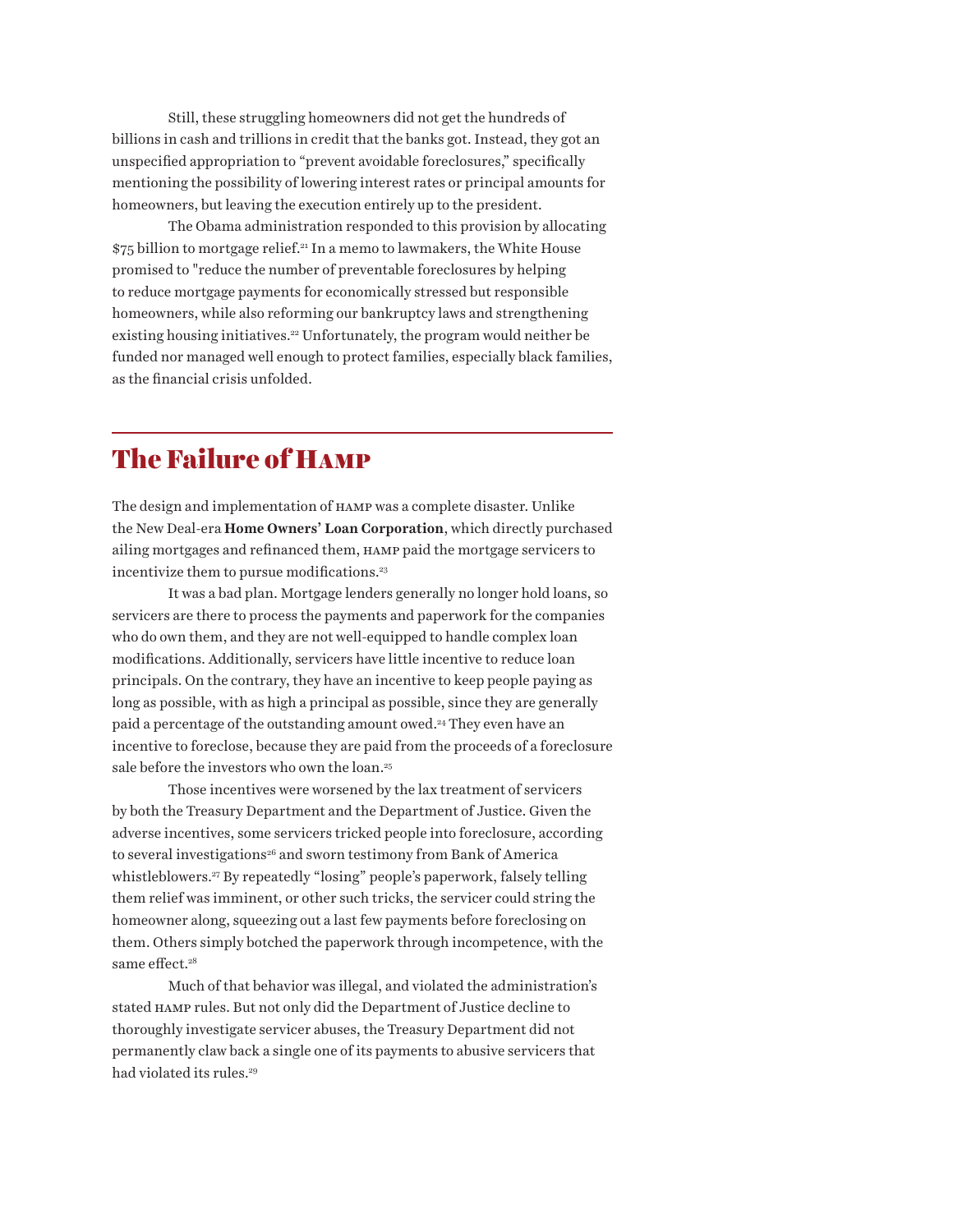Still, these struggling homeowners did not get the hundreds of billions in cash and trillions in credit that the banks got. Instead, they got an unspecified appropriation to "prevent avoidable foreclosures," specifically mentioning the possibility of lowering interest rates or principal amounts for homeowners, but leaving the execution entirely up to the president.

The Obama administration responded to this provision by allocating $75 billion to mortgage relief.[21] In a memo to lawmakers, the White House promised to "reduce the number of preventable foreclosures by helping to reduce mortgage payments for economically stressed but responsible homeowners, while also reforming our bankruptcy laws and strengthening existing housing initiatives.[22] Unfortunately, the program would neither be funded nor managed well enough to protect families, especially black families, as the financial crisis unfolded.

## The Failure of HAMP

The design and implementation of HAMP was a complete disaster. Unlike the New Deal-era **Home Owners' Loan Corporation**, which directly purchased ailing mortgages and refinanced them, HAMP paid the mortgage servicers to incentivize them to pursue modifications.[23]

It was a bad plan. Mortgage lenders generally no longer hold loans, so servicers are there to process the payments and paperwork for the companies who do own them, and they are not well-equipped to handle complex loan modifications. Additionally, servicers have little incentive to reduce loan principals. On the contrary, they have an incentive to keep people paying as long as possible, with as high a principal as possible, since they are generally paid a percentage of the outstanding amount owed.[24] They even have an incentive to foreclose, because they are paid from the proceeds of a foreclosure sale before the investors who own the loan.[25]

Those incentives were worsened by the lax treatment of servicers by both the Treasury Department and the Department of Justice. Given the adverse incentives, some servicers tricked people into foreclosure, according to several investigations[26] and sworn testimony from Bank of America whistleblowers.[27] By repeatedly "losing" people's paperwork, falsely telling them relief was imminent, or other such tricks, the servicer could string the homeowner along, squeezing out a last few payments before foreclosing on them. Others simply botched the paperwork through incompetence, with the same effect.[28]

Much of that behavior was illegal, and violated the administration's stated HAMP rules. But not only did the Department of Justice decline to thoroughly investigate servicer abuses, the Treasury Department did not permanently claw back a single one of its payments to abusive servicers that had violated its rules.[29]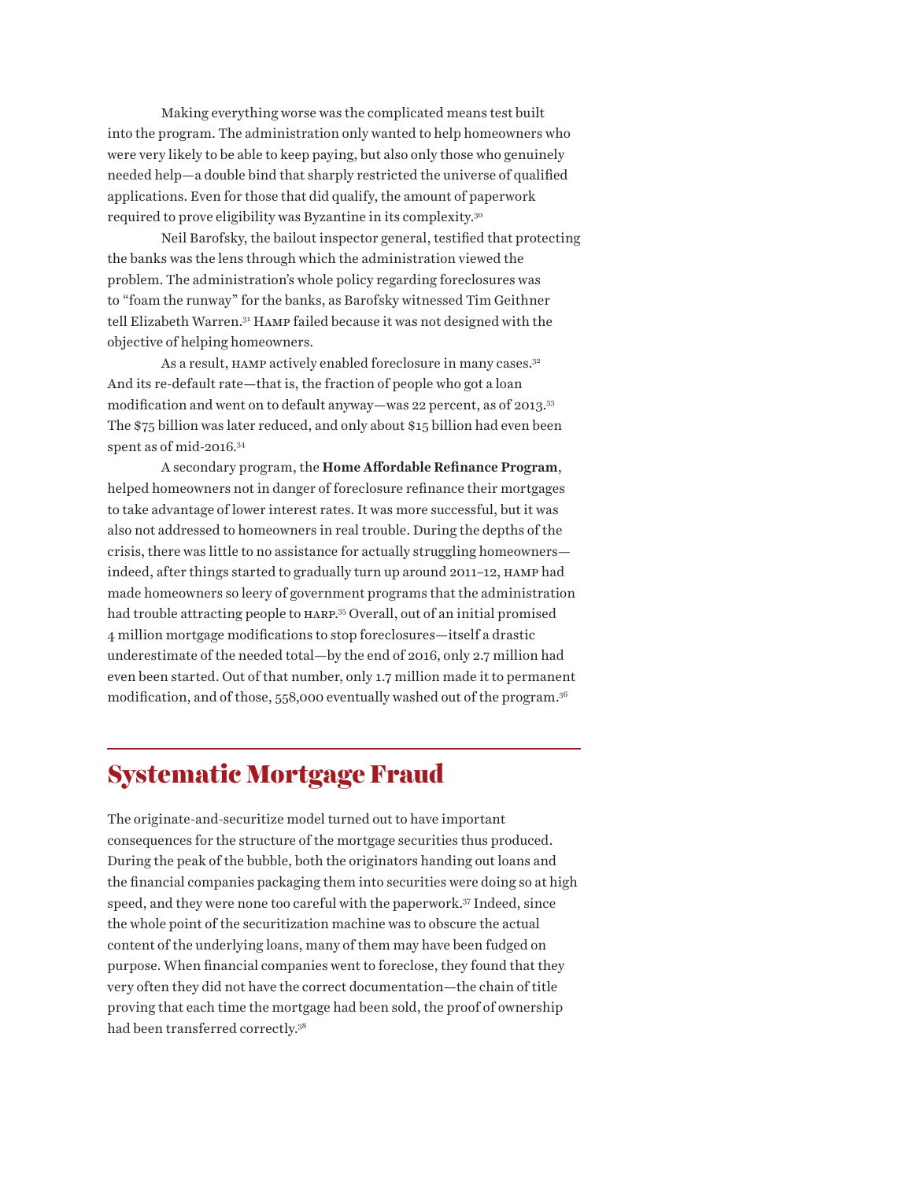Making everything worse was the complicated means test built into the program. The administration only wanted to help homeowners who were very likely to be able to keep paying, but also only those who genuinely needed help—a double bind that sharply restricted the universe of qualified applications. Even for those that did qualify, the amount of paperwork required to prove eligibility was Byzantine in its complexity.[30]

Neil Barofsky, the bailout inspector general, testified that protecting the banks was the lens through which the administration viewed the problem. The administration's whole policy regarding foreclosures was to "foam the runway" for the banks, as Barofsky witnessed Tim Geithner tell Elizabeth Warren.[31] HAMP failed because it was not designed with the objective of helping homeowners.

As a result, HAMP actively enabled foreclosure in many cases.[32] And its re-default rate—that is, the fraction of people who got a loan modification and went on to default anyway—was 22 percent, as of 2013.[33] The $75 billion was later reduced, and only about $15 billion had even been spent as of mid-2016.[34]

A secondary program, the **Home Affordable Refinance Program**, helped homeowners not in danger of foreclosure refinance their mortgages to take advantage of lower interest rates. It was more successful, but it was also not addressed to homeowners in real trouble. During the depths of the crisis, there was little to no assistance for actually struggling homeowners—indeed, after things started to gradually turn up around 2011–12, HAMP had made homeowners so leery of government programs that the administration had trouble attracting people to HARP.[35] Overall, out of an initial promised 4 million mortgage modifications to stop foreclosures—itself a drastic underestimate of the needed total—by the end of 2016, only 2.7 million had even been started. Out of that number, only 1.7 million made it to permanent modification, and of those, 558,000 eventually washed out of the program.[36]

## Systematic Mortgage Fraud

The originate-and-securitize model turned out to have important consequences for the structure of the mortgage securities thus produced. During the peak of the bubble, both the originators handing out loans and the financial companies packaging them into securities were doing so at high speed, and they were none too careful with the paperwork.[37] Indeed, since the whole point of the securitization machine was to obscure the actual content of the underlying loans, many of them may have been fudged on purpose. When financial companies went to foreclose, they found that they very often they did not have the correct documentation—the chain of title proving that each time the mortgage had been sold, the proof of ownership had been transferred correctly.[38]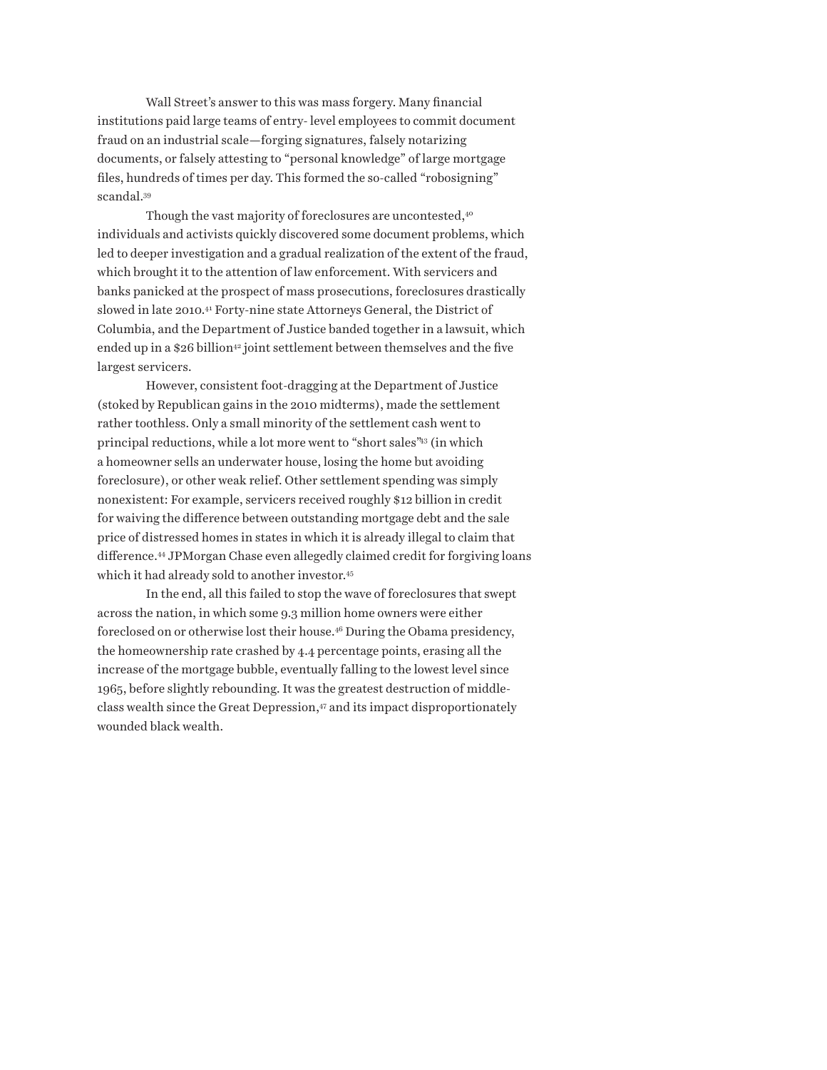Wall Street's answer to this was mass forgery. Many financial institutions paid large teams of entry- level employees to commit document fraud on an industrial scale—forging signatures, falsely notarizing documents, or falsely attesting to "personal knowledge" of large mortgage files, hundreds of times per day. This formed the so-called "robosigning" scandal.[39]

Though the vast majority of foreclosures are uncontested,[40] individuals and activists quickly discovered some document problems, which led to deeper investigation and a gradual realization of the extent of the fraud, which brought it to the attention of law enforcement. With servicers and banks panicked at the prospect of mass prosecutions, foreclosures drastically slowed in late 2010.[41] Forty-nine state Attorneys General, the District of Columbia, and the Department of Justice banded together in a lawsuit, which ended up in a $26 billion[42] joint settlement between themselves and the five largest servicers.

However, consistent foot-dragging at the Department of Justice (stoked by Republican gains in the 2010 midterms), made the settlement rather toothless. Only a small minority of the settlement cash went to principal reductions, while a lot more went to "short sales"[43] (in which a homeowner sells an underwater house, losing the home but avoiding foreclosure), or other weak relief. Other settlement spending was simply nonexistent: For example, servicers received roughly $12 billion in credit for waiving the difference between outstanding mortgage debt and the sale price of distressed homes in states in which it is already illegal to claim that difference.[44] JPMorgan Chase even allegedly claimed credit for forgiving loans which it had already sold to another investor.[45]

In the end, all this failed to stop the wave of foreclosures that swept across the nation, in which some 9.3 million home owners were either foreclosed on or otherwise lost their house.[46] During the Obama presidency, the homeownership rate crashed by 4.4 percentage points, erasing all the increase of the mortgage bubble, eventually falling to the lowest level since 1965, before slightly rebounding. It was the greatest destruction of middle-class wealth since the Great Depression,[47] and its impact disproportionately wounded black wealth.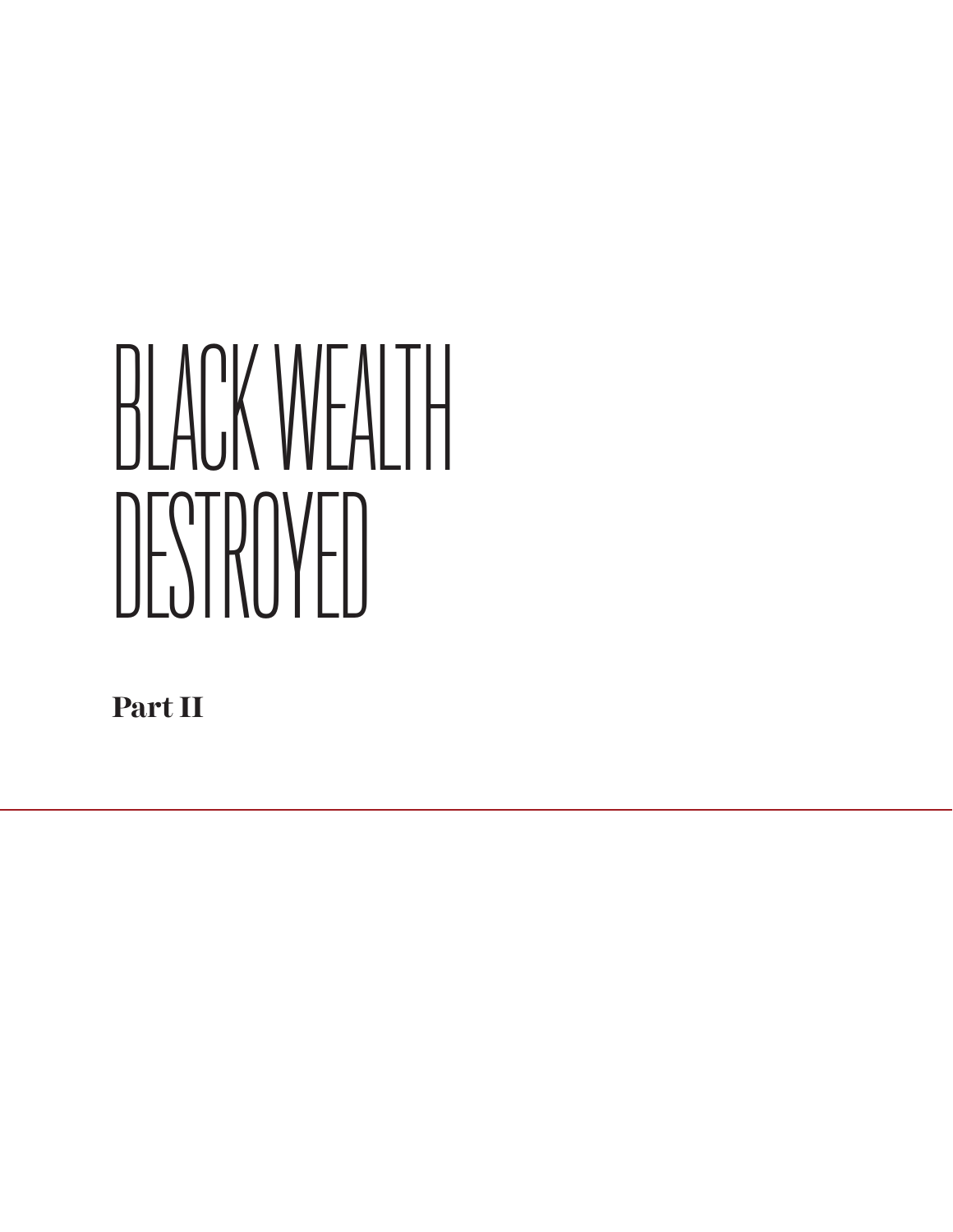# BLACK WEALTH DESTROYED

## Part II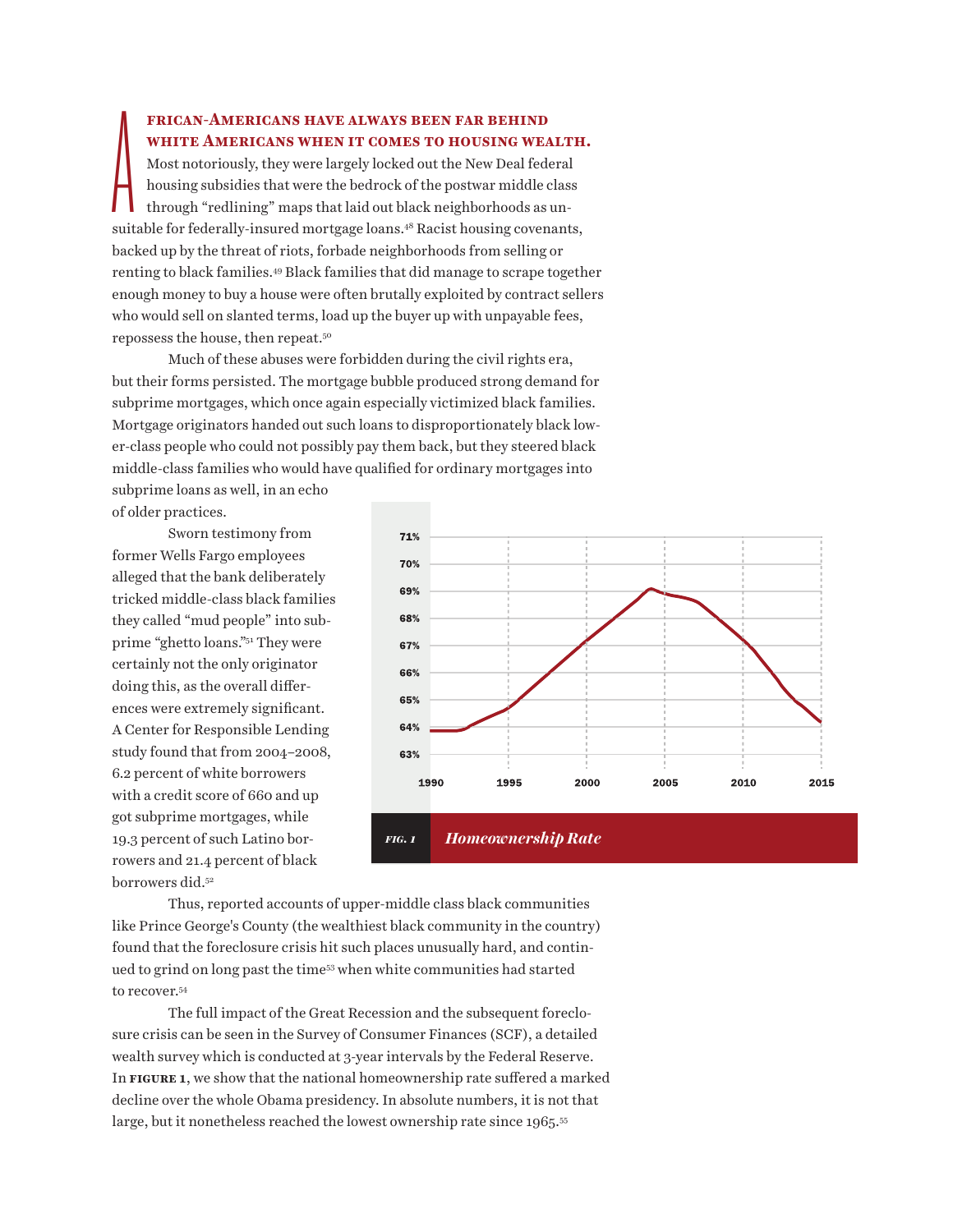**AFRICAN-AMERICANS HAVE ALWAYS BEEN FAR BEHIND WHITE AMERICANS WHEN IT COMES TO HOUSING WEALTH.** Most notoriously, they were largely locked out the New Deal federal housing subsidies that were the bedrock of the postwar middle class through "redlining" maps that laid out black neighborhoods as unsuitable for federally-insured mortgage loans.[48] Racist housing covenants, backed up by the threat of riots, forbade neighborhoods from selling or renting to black families.[49] Black families that did manage to scrape together enough money to buy a house were often brutally exploited by contract sellers who would sell on slanted terms, load up the buyer up with unpayable fees, repossess the house, then repeat.[50]

Much of these abuses were forbidden during the civil rights era, but their forms persisted. The mortgage bubble produced strong demand for subprime mortgages, which once again especially victimized black families. Mortgage originators handed out such loans to disproportionately black lower-class people who could not possibly pay them back, but they steered black middle-class families who would have qualified for ordinary mortgages into subprime loans as well, in an echo of older practices.

Sworn testimony from former Wells Fargo employees alleged that the bank deliberately tricked middle-class black families they called "mud people" into subprime "ghetto loans."[51] They were certainly not the only originator doing this, as the overall differences were extremely significant. A Center for Responsible Lending study found that from 2004–2008, 6.2 percent of white borrowers with a credit score of 660 and up got subprime mortgages, while 19.3 percent of such Latino borrowers and 21.4 percent of black borrowers did.[52]

*FIG. 1* ***Homeownership Rate***

Thus, reported accounts of upper-middle class black communities like Prince George's County (the wealthiest black community in the country) found that the foreclosure crisis hit such places unusually hard, and continued to grind on long past the time[53] when white communities had started to recover.[54]

The full impact of the Great Recession and the subsequent foreclosure crisis can be seen in the Survey of Consumer Finances (SCF), a detailed wealth survey which is conducted at 3-year intervals by the Federal Reserve. In **FIGURE 1**, we show that the national homeownership rate suffered a marked decline over the whole Obama presidency. In absolute numbers, it is not that large, but it nonetheless reached the lowest ownership rate since 1965.[55]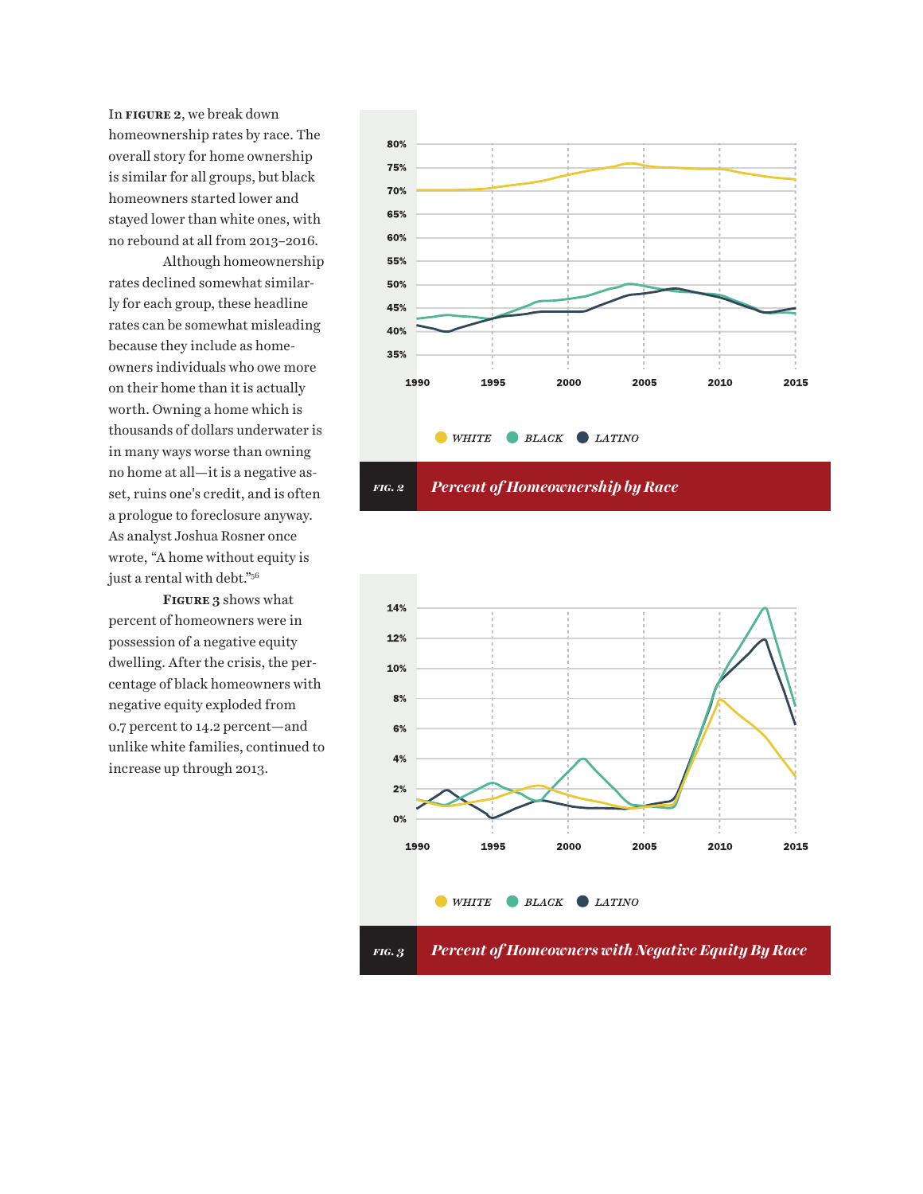In **FIGURE 2**, we break down homeownership rates by race. The overall story for home ownership is similar for all groups, but black homeowners started lower and stayed lower than white ones, with no rebound at all from 2013–2016.

Although homeownership rates declined somewhat similarly for each group, these headline rates can be somewhat misleading because they include as homeowners individuals who owe more on their home than it is actually worth. Owning a home which is thousands of dollars underwater is in many ways worse than owning no home at all—it is a negative asset, ruins one's credit, and is often a prologue to foreclosure anyway. As analyst Joshua Rosner once wrote, "A home without equity is just a rental with debt."[56]

**FIGURE 3** shows what percent of homeowners were in possession of a negative equity dwelling. After the crisis, the percentage of black homeowners with negative equity exploded from 0.7 percent to 14.2 percent—and unlike white families, continued to increase up through 2013.

*FIG. 2* *Percent of Homeownership by Race*

*FIG. 3* *Percent of Homeowners with Negative Equity By Race*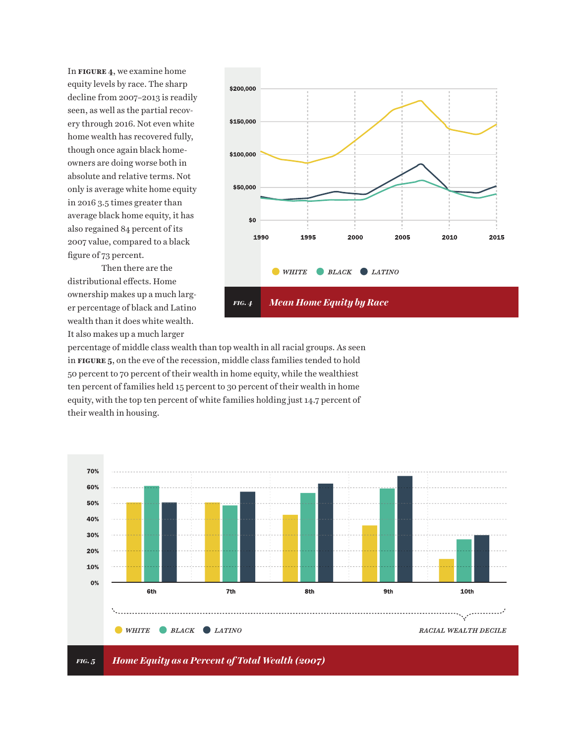In **FIGURE 4**, we examine home equity levels by race. The sharp decline from 2007–2013 is readily seen, as well as the partial recovery through 2016. Not even white home wealth has recovered fully, though once again black homeowners are doing worse both in absolute and relative terms. Not only is average white home equity in 2016 3.5 times greater than average black home equity, it has also regained 84 percent of its 2007 value, compared to a black figure of 73 percent.

Then there are the distributional effects. Home ownership makes up a much larger percentage of black and Latino wealth than it does white wealth. It also makes up a much larger percentage of middle class wealth than top wealth in all racial groups. As seen in **FIGURE 5**, on the eve of the recession, middle class families tended to hold 50 percent to 70 percent of their wealth in home equity, while the wealthiest ten percent of families held 15 percent to 30 percent of their wealth in home equity, with the top ten percent of white families holding just 14.7 percent of their wealth in housing.

*FIG. 4* *Mean Home Equity by Race*

*FIG. 5* *Home Equity as a Percent of Total Wealth (2007)*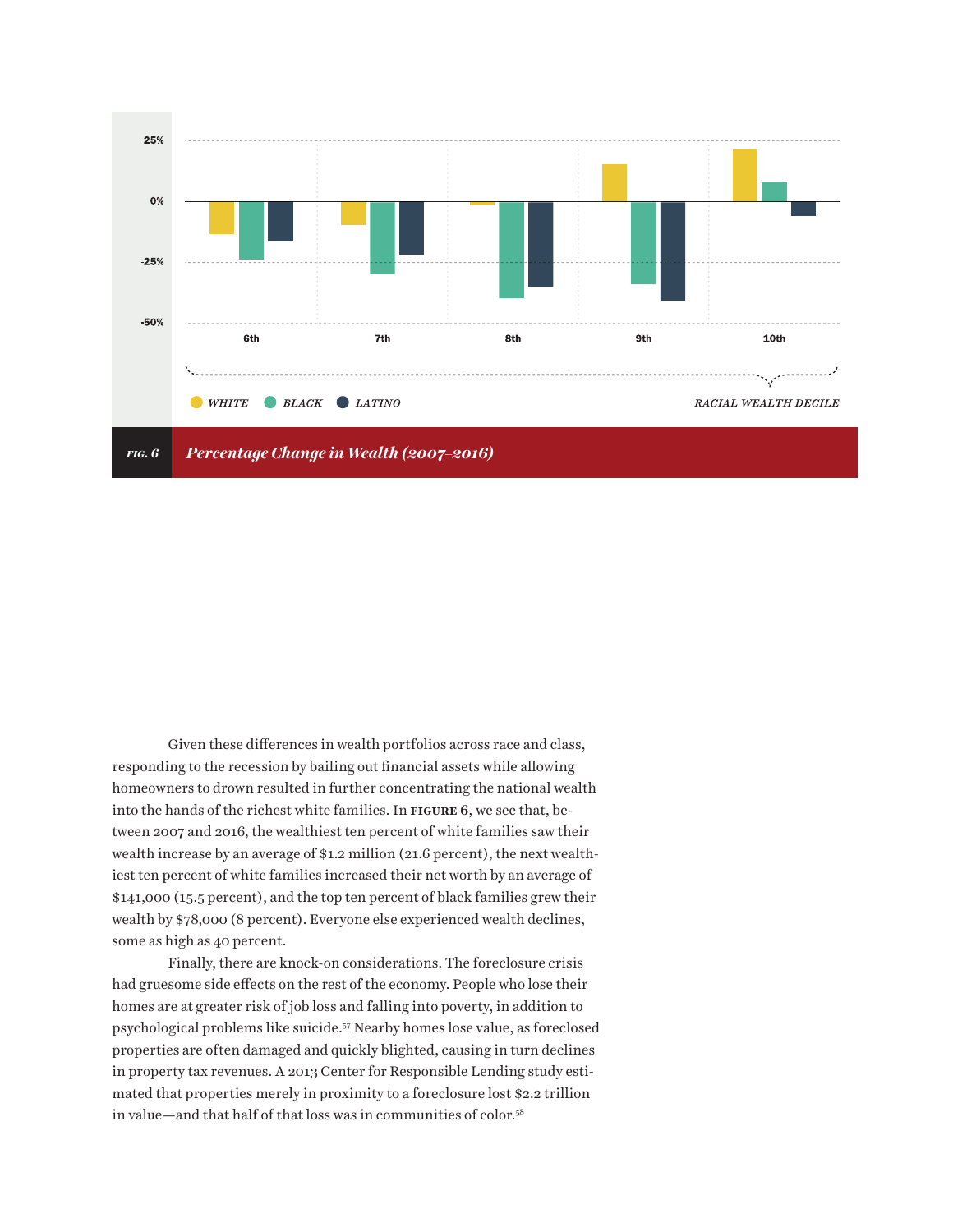*FIG. 6* *Percentage Change in Wealth (2007–2016)*

Given these differences in wealth portfolios across race and class, responding to the recession by bailing out financial assets while allowing homeowners to drown resulted in further concentrating the national wealth into the hands of the richest white families. In **FIGURE 6**, we see that, between 2007 and 2016, the wealthiest ten percent of white families saw their wealth increase by an average of $1.2 million (21.6 percent), the next wealthiest ten percent of white families increased their net worth by an average of $141,000 (15.5 percent), and the top ten percent of black families grew their wealth by $78,000 (8 percent). Everyone else experienced wealth declines, some as high as 40 percent.

Finally, there are knock-on considerations. The foreclosure crisis had gruesome side effects on the rest of the economy. People who lose their homes are at greater risk of job loss and falling into poverty, in addition to psychological problems like suicide.[57] Nearby homes lose value, as foreclosed properties are often damaged and quickly blighted, causing in turn declines in property tax revenues. A 2013 Center for Responsible Lending study estimated that properties merely in proximity to a foreclosure lost $2.2 trillion in value—and that half of that loss was in communities of color.[58]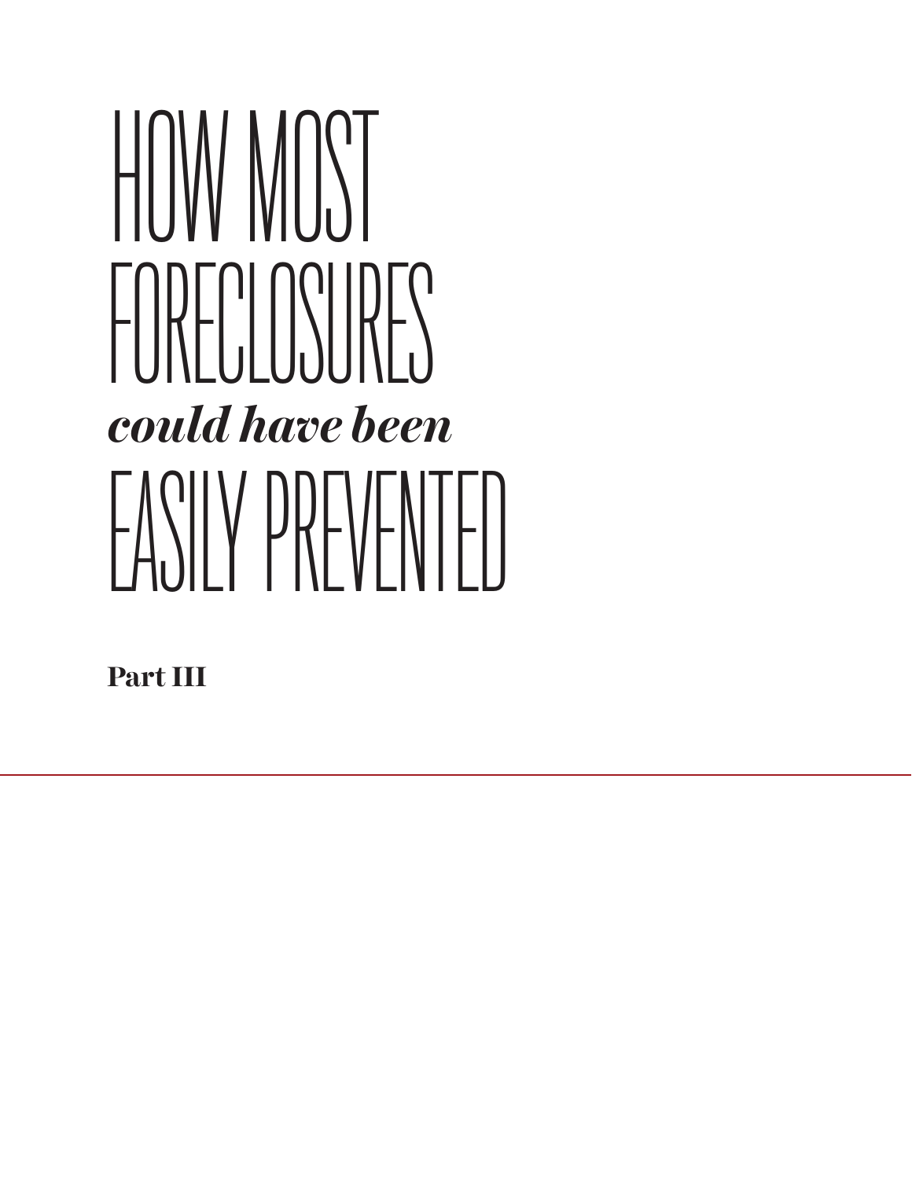# HOW MOST FORECLOSURES *could have been* EASILY PREVENTED

**Part III**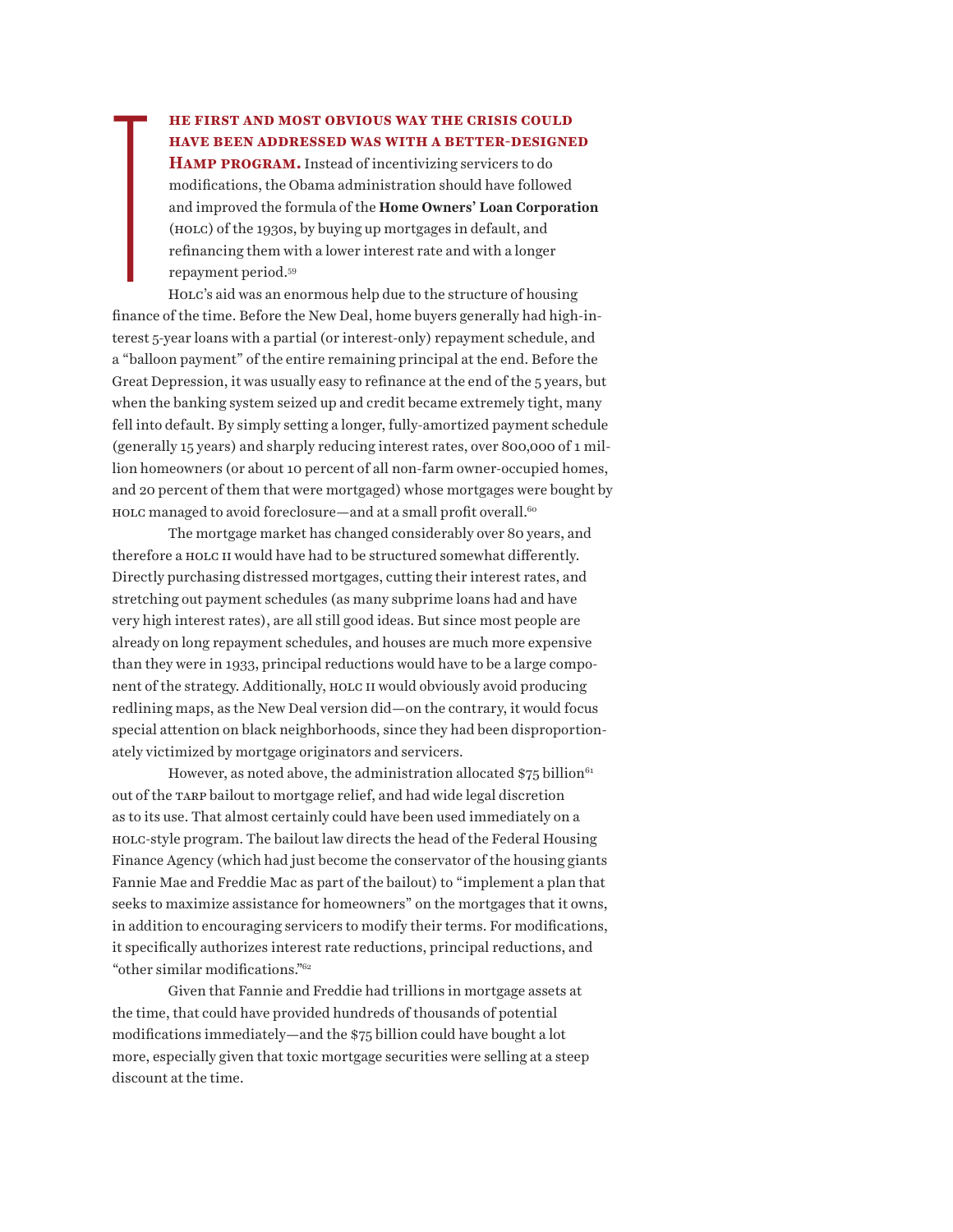**THE FIRST AND MOST OBVIOUS WAY THE CRISIS COULD HAVE BEEN ADDRESSED WAS WITH A BETTER-DESIGNED HAMP PROGRAM.** Instead of incentivizing servicers to do modifications, the Obama administration should have followed and improved the formula of the **Home Owners' Loan Corporation** (HOLC) of the 1930s, by buying up mortgages in default, and refinancing them with a lower interest rate and with a longer repayment period.[59]

HOLC's aid was an enormous help due to the structure of housing finance of the time. Before the New Deal, home buyers generally had high-interest 5-year loans with a partial (or interest-only) repayment schedule, and a "balloon payment" of the entire remaining principal at the end. Before the Great Depression, it was usually easy to refinance at the end of the 5 years, but when the banking system seized up and credit became extremely tight, many fell into default. By simply setting a longer, fully-amortized payment schedule (generally 15 years) and sharply reducing interest rates, over 800,000 of 1 million homeowners (or about 10 percent of all non-farm owner-occupied homes, and 20 percent of them that were mortgaged) whose mortgages were bought by HOLC managed to avoid foreclosure—and at a small profit overall.[60]

The mortgage market has changed considerably over 80 years, and therefore a HOLC II would have had to be structured somewhat differently. Directly purchasing distressed mortgages, cutting their interest rates, and stretching out payment schedules (as many subprime loans had and have very high interest rates), are all still good ideas. But since most people are already on long repayment schedules, and houses are much more expensive than they were in 1933, principal reductions would have to be a large component of the strategy. Additionally, HOLC II would obviously avoid producing redlining maps, as the New Deal version did—on the contrary, it would focus special attention on black neighborhoods, since they had been disproportionately victimized by mortgage originators and servicers.

However, as noted above, the administration allocated $75 billion[61] out of the TARP bailout to mortgage relief, and had wide legal discretion as to its use. That almost certainly could have been used immediately on a HOLC-style program. The bailout law directs the head of the Federal Housing Finance Agency (which had just become the conservator of the housing giants Fannie Mae and Freddie Mac as part of the bailout) to "implement a plan that seeks to maximize assistance for homeowners" on the mortgages that it owns, in addition to encouraging servicers to modify their terms. For modifications, it specifically authorizes interest rate reductions, principal reductions, and "other similar modifications."[62]

Given that Fannie and Freddie had trillions in mortgage assets at the time, that could have provided hundreds of thousands of potential modifications immediately—and the $75 billion could have bought a lot more, especially given that toxic mortgage securities were selling at a steep discount at the time.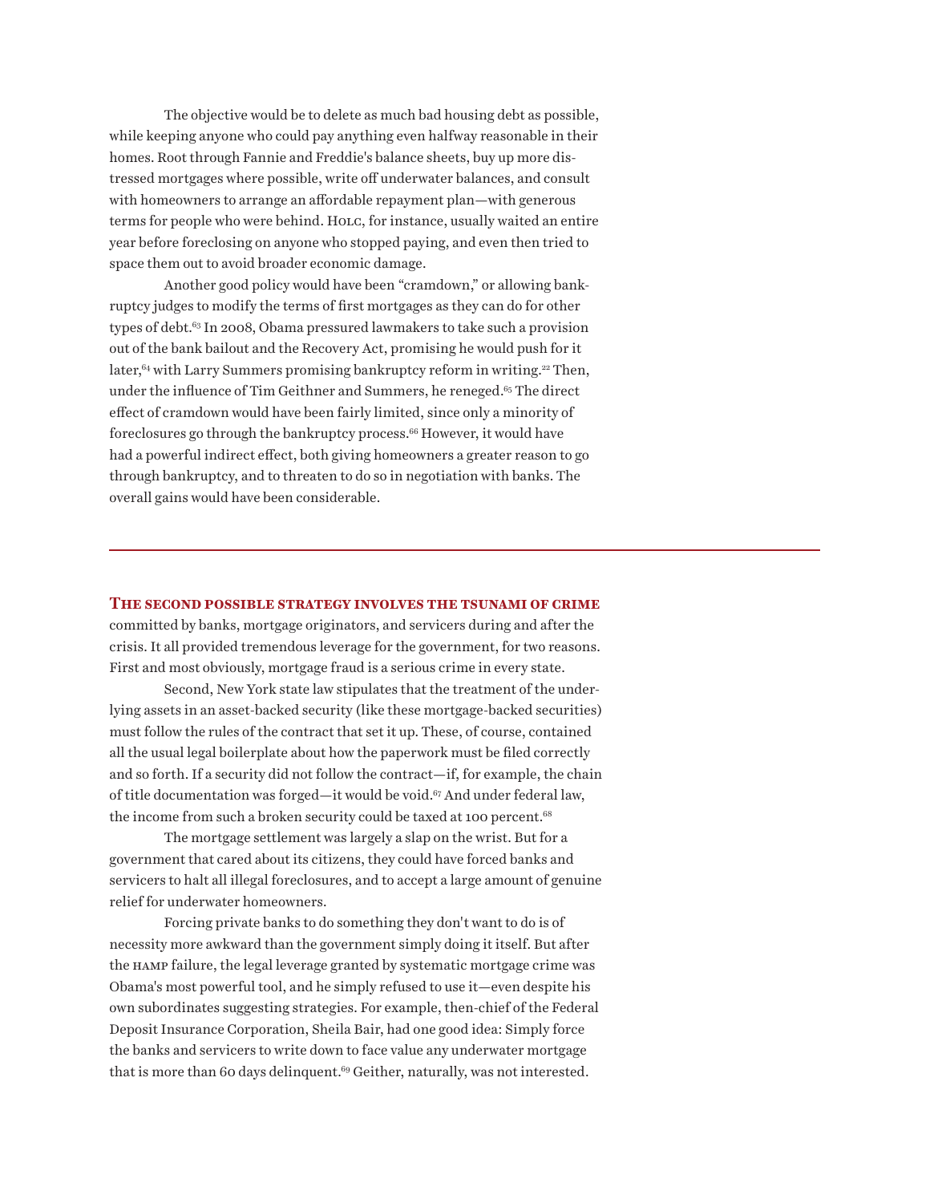The objective would be to delete as much bad housing debt as possible, while keeping anyone who could pay anything even halfway reasonable in their homes. Root through Fannie and Freddie's balance sheets, buy up more distressed mortgages where possible, write off underwater balances, and consult with homeowners to arrange an affordable repayment plan—with generous terms for people who were behind. HOLC, for instance, usually waited an entire year before foreclosing on anyone who stopped paying, and even then tried to space them out to avoid broader economic damage.

Another good policy would have been "cramdown," or allowing bankruptcy judges to modify the terms of first mortgages as they can do for other types of debt.[63] In 2008, Obama pressured lawmakers to take such a provision out of the bank bailout and the Recovery Act, promising he would push for it later,[64] with Larry Summers promising bankruptcy reform in writing.[22] Then, under the influence of Tim Geithner and Summers, he reneged.[65] The direct effect of cramdown would have been fairly limited, since only a minority of foreclosures go through the bankruptcy process.[66] However, it would have had a powerful indirect effect, both giving homeowners a greater reason to go through bankruptcy, and to threaten to do so in negotiation with banks. The overall gains would have been considerable.

---

**THE SECOND POSSIBLE STRATEGY INVOLVES THE TSUNAMI OF CRIME** committed by banks, mortgage originators, and servicers during and after the crisis. It all provided tremendous leverage for the government, for two reasons. First and most obviously, mortgage fraud is a serious crime in every state.

Second, New York state law stipulates that the treatment of the underlying assets in an asset-backed security (like these mortgage-backed securities) must follow the rules of the contract that set it up. These, of course, contained all the usual legal boilerplate about how the paperwork must be filed correctly and so forth. If a security did not follow the contract—if, for example, the chain of title documentation was forged—it would be void.[67] And under federal law, the income from such a broken security could be taxed at 100 percent.[68]

The mortgage settlement was largely a slap on the wrist. But for a government that cared about its citizens, they could have forced banks and servicers to halt all illegal foreclosures, and to accept a large amount of genuine relief for underwater homeowners.

Forcing private banks to do something they don't want to do is of necessity more awkward than the government simply doing it itself. But after the HAMP failure, the legal leverage granted by systematic mortgage crime was Obama's most powerful tool, and he simply refused to use it—even despite his own subordinates suggesting strategies. For example, then-chief of the Federal Deposit Insurance Corporation, Sheila Bair, had one good idea: Simply force the banks and servicers to write down to face value any underwater mortgage that is more than 60 days delinquent.[69] Geither, naturally, was not interested.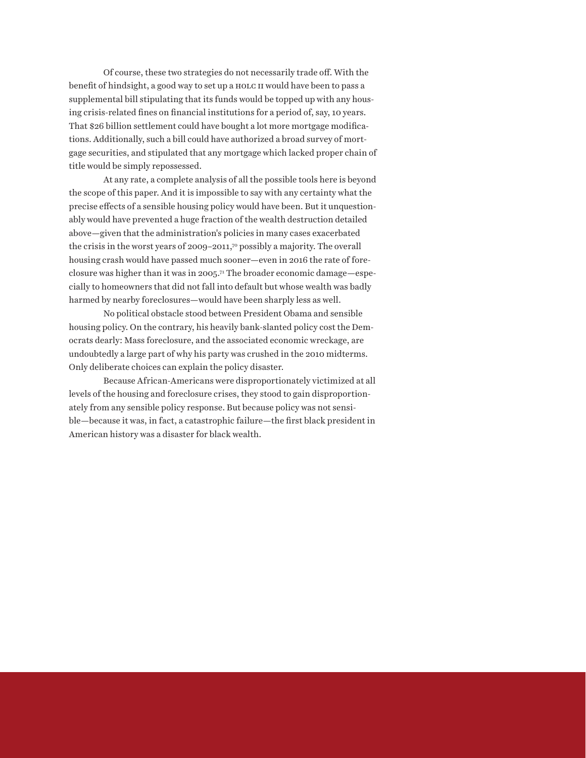Of course, these two strategies do not necessarily trade off. With the benefit of hindsight, a good way to set up a HOLC II would have been to pass a supplemental bill stipulating that its funds would be topped up with any housing crisis-related fines on financial institutions for a period of, say, 10 years. That $26 billion settlement could have bought a lot more mortgage modifications. Additionally, such a bill could have authorized a broad survey of mortgage securities, and stipulated that any mortgage which lacked proper chain of title would be simply repossessed.

At any rate, a complete analysis of all the possible tools here is beyond the scope of this paper. And it is impossible to say with any certainty what the precise effects of a sensible housing policy would have been. But it unquestionably would have prevented a huge fraction of the wealth destruction detailed above—given that the administration's policies in many cases exacerbated the crisis in the worst years of 2009–2011,[70] possibly a majority. The overall housing crash would have passed much sooner—even in 2016 the rate of foreclosure was higher than it was in 2005.[71] The broader economic damage—especially to homeowners that did not fall into default but whose wealth was badly harmed by nearby foreclosures—would have been sharply less as well.

No political obstacle stood between President Obama and sensible housing policy. On the contrary, his heavily bank-slanted policy cost the Democrats dearly: Mass foreclosure, and the associated economic wreckage, are undoubtedly a large part of why his party was crushed in the 2010 midterms. Only deliberate choices can explain the policy disaster.

Because African-Americans were disproportionately victimized at all levels of the housing and foreclosure crises, they stood to gain disproportionately from any sensible policy response. But because policy was not sensible—because it was, in fact, a catastrophic failure—the first black president in American history was a disaster for black wealth.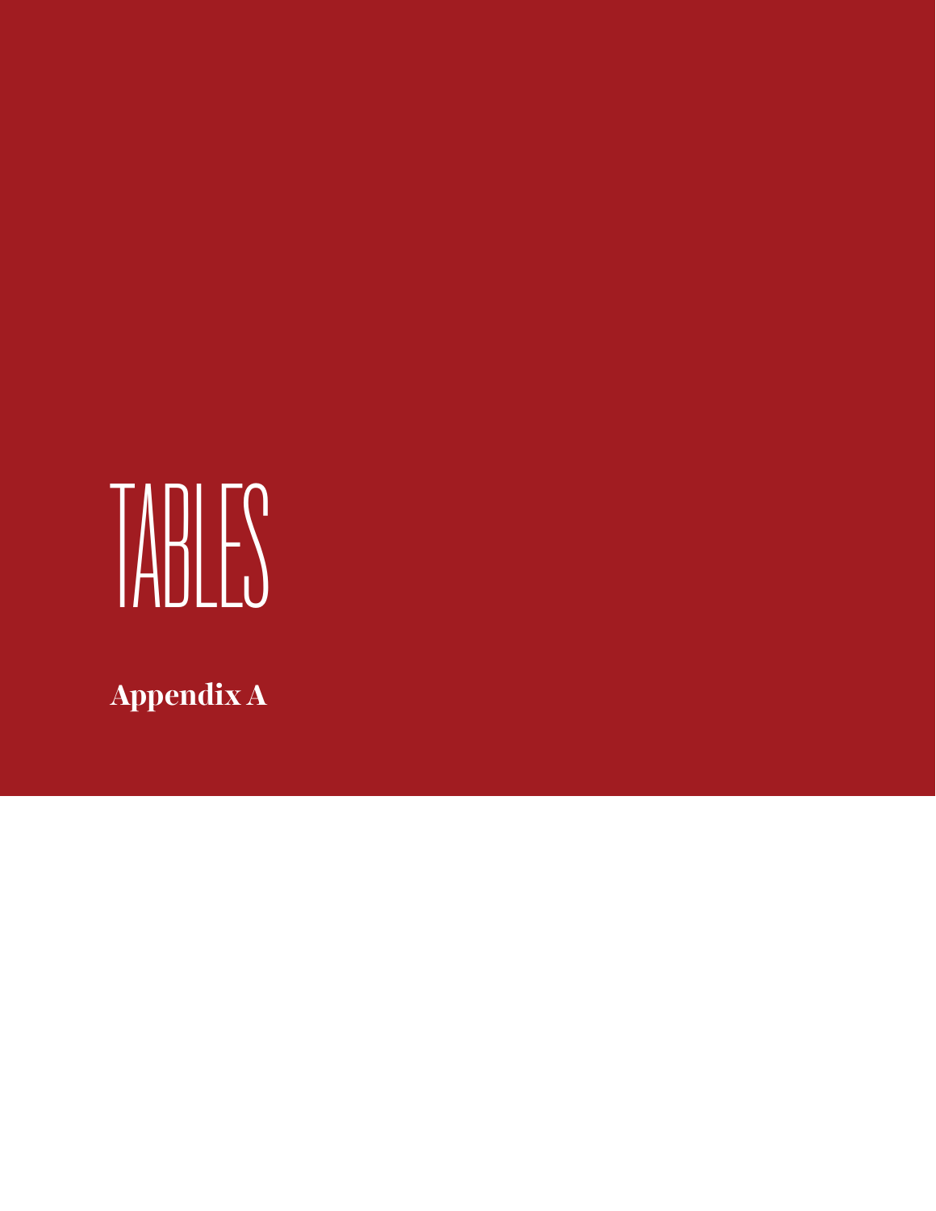# TABLES

## Appendix A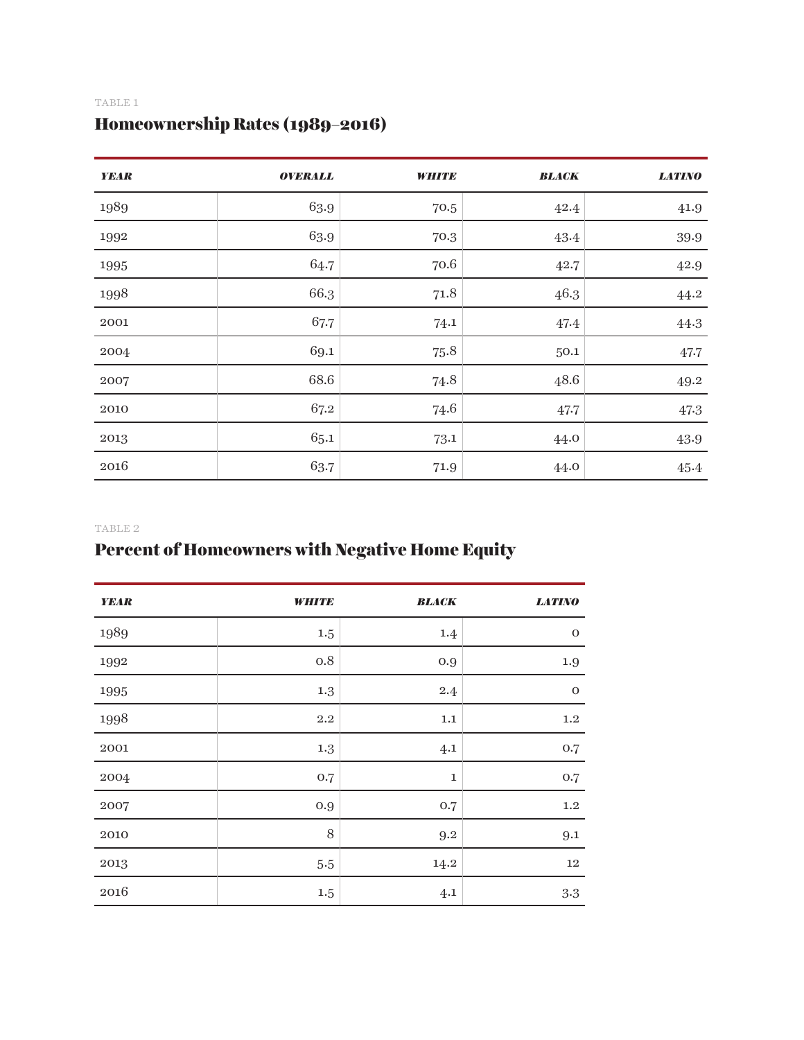TABLE 1

## Homeownership Rates (1989–2016)

| *YEAR* | *OVERALL* | *WHITE* | *BLACK* | *LATINO* |
|---|---|---|---|---|
| 1989 | 63.9 | 70.5 | 42.4 | 41.9 |
| 1992 | 63.9 | 70.3 | 43.4 | 39.9 |
| 1995 | 64.7 | 70.6 | 42.7 | 42.9 |
| 1998 | 66.3 | 71.8 | 46.3 | 44.2 |
| 2001 | 67.7 | 74.1 | 47.4 | 44.3 |
| 2004 | 69.1 | 75.8 | 50.1 | 47.7 |
| 2007 | 68.6 | 74.8 | 48.6 | 49.2 |
| 2010 | 67.2 | 74.6 | 47.7 | 47.3 |
| 2013 | 65.1 | 73.1 | 44.0 | 43.9 |
| 2016 | 63.7 | 71.9 | 44.0 | 45.4 |

TABLE 2

## Percent of Homeowners with Negative Home Equity

| *YEAR* | *WHITE* | *BLACK* | *LATINO* |
|---|---|---|---|
| 1989 | 1.5 | 1.4 | 0 |
| 1992 | 0.8 | 0.9 | 1.9 |
| 1995 | 1.3 | 2.4 | 0 |
| 1998 | 2.2 | 1.1 | 1.2 |
| 2001 | 1.3 | 4.1 | 0.7 |
| 2004 | 0.7 | 1 | 0.7 |
| 2007 | 0.9 | 0.7 | 1.2 |
| 2010 | 8 | 9.2 | 9.1 |
| 2013 | 5.5 | 14.2 | 12 |
| 2016 | 1.5 | 4.1 | 3.3 |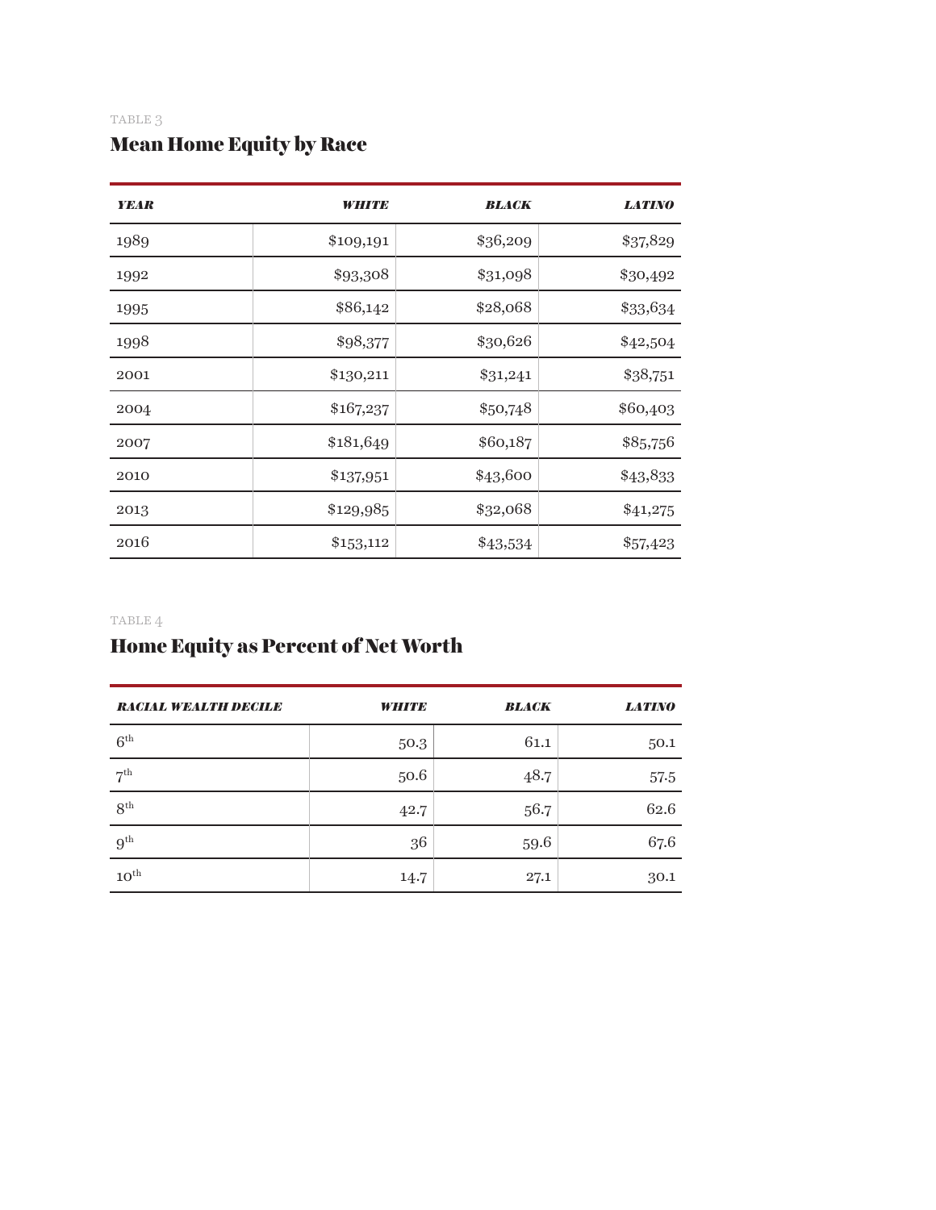TABLE 3

## Mean Home Equity by Race

| YEAR | WHITE | BLACK | LATINO |
|---|---|---|---|
| 1989 | $109,191 | $36,209 | $37,829 |
| 1992 | $93,308 | $31,098 | $30,492 |
| 1995 | $86,142 | $28,068 | $33,634 |
| 1998 | $98,377 | $30,626 | $42,504 |
| 2001 | $130,211 | $31,241 | $38,751 |
| 2004 | $167,237 | $50,748 | $60,403 |
| 2007 | $181,649 | $60,187 | $85,756 |
| 2010 | $137,951 | $43,600 | $43,833 |
| 2013 | $129,985 | $32,068 | $41,275 |
| 2016 | $153,112 | $43,534 | $57,423 |

TABLE 4

## Home Equity as Percent of Net Worth

| RACIAL WEALTH DECILE | WHITE | BLACK | LATINO |
|---|---|---|---|
| 6th | 50.3 | 61.1 | 50.1 |
| 7th | 50.6 | 48.7 | 57.5 |
| 8th | 42.7 | 56.7 | 62.6 |
| 9th | 36 | 59.6 | 67.6 |
| 10th | 14.7 | 27.1 | 30.1 |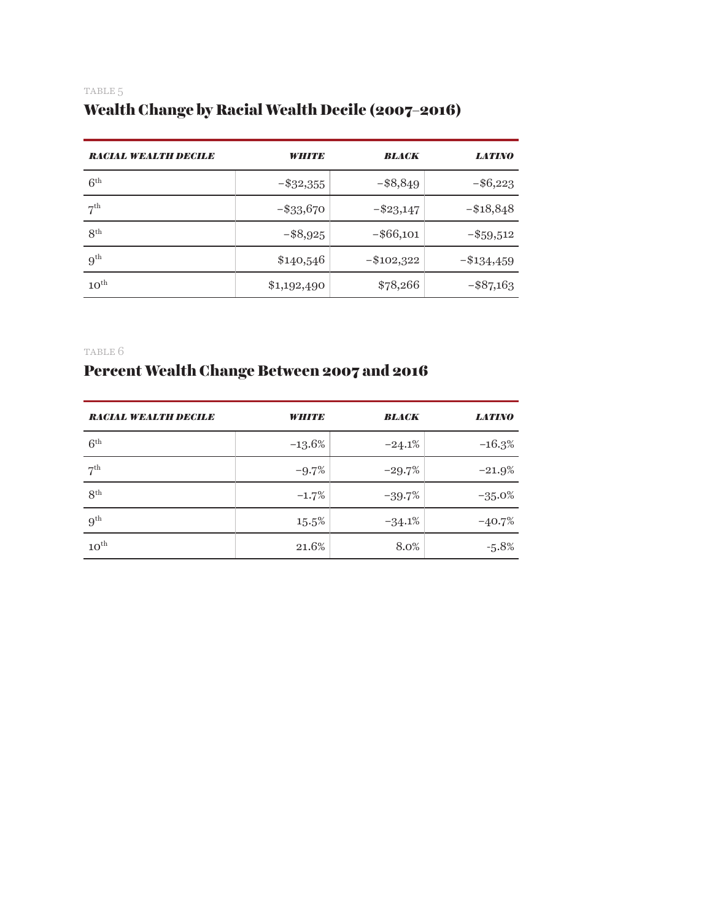TABLE 5

## Wealth Change by Racial Wealth Decile (2007–2016)

| *RACIAL WEALTH DECILE* | *WHITE* | *BLACK* | *LATINO* |
|---|---|---|---|
| 6th | –$32,355 | –$8,849 | –$6,223 |
| 7th | –$33,670 | –$23,147 | –$18,848 |
| 8th | –$8,925 | –$66,101 | –$59,512 |
| 9th | $140,546 | –$102,322 | –$134,459 |
| 10th | $1,192,490 | $78,266 | –$87,163 |

TABLE 6

## Percent Wealth Change Between 2007 and 2016

| *RACIAL WEALTH DECILE* | *WHITE* | *BLACK* | *LATINO* |
|---|---|---|---|
| 6th | –13.6% | –24.1% | –16.3% |
| 7th | –9.7% | –29.7% | –21.9% |
| 8th | –1.7% | –39.7% | –35.0% |
| 9th | 15.5% | –34.1% | –40.7% |
| 10th | 21.6% | 8.0% | -5.8% |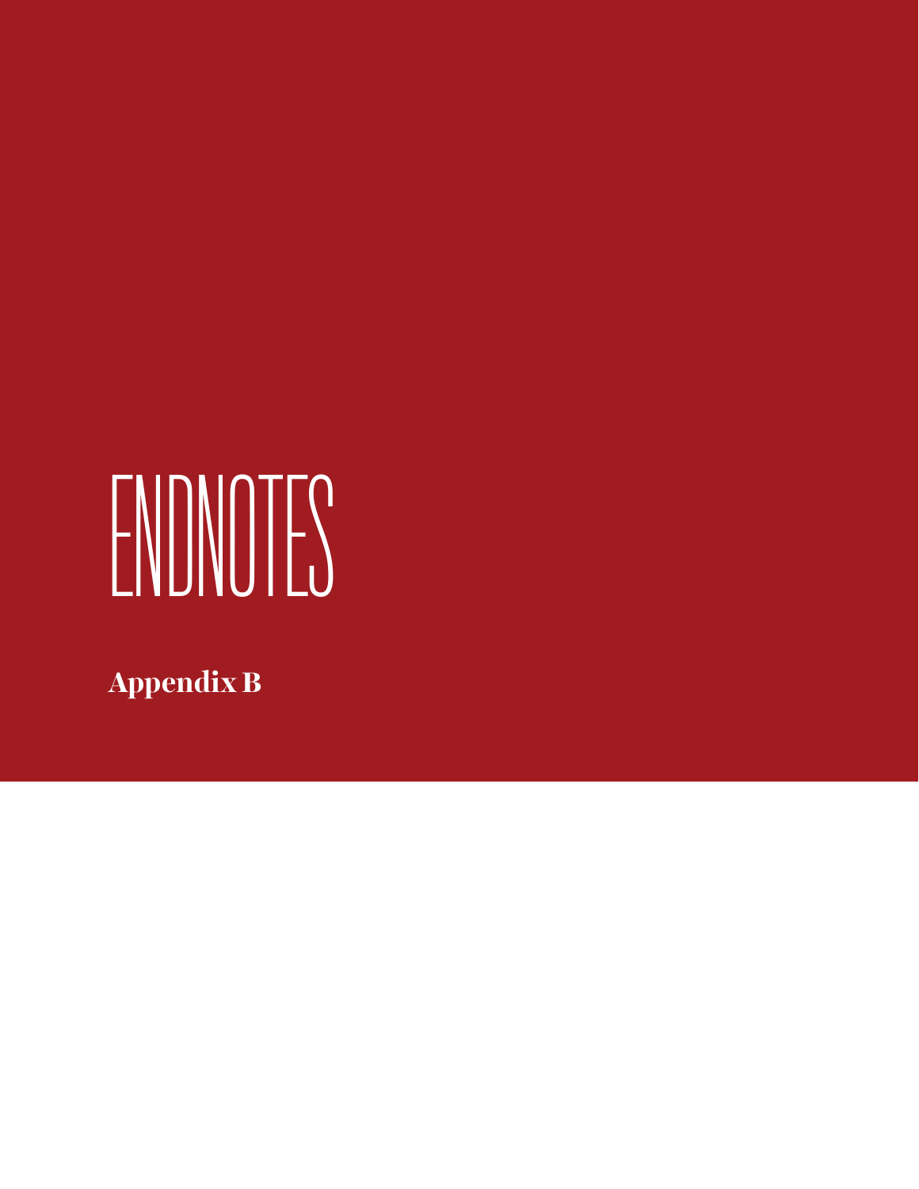# ENDNOTES

## Appendix B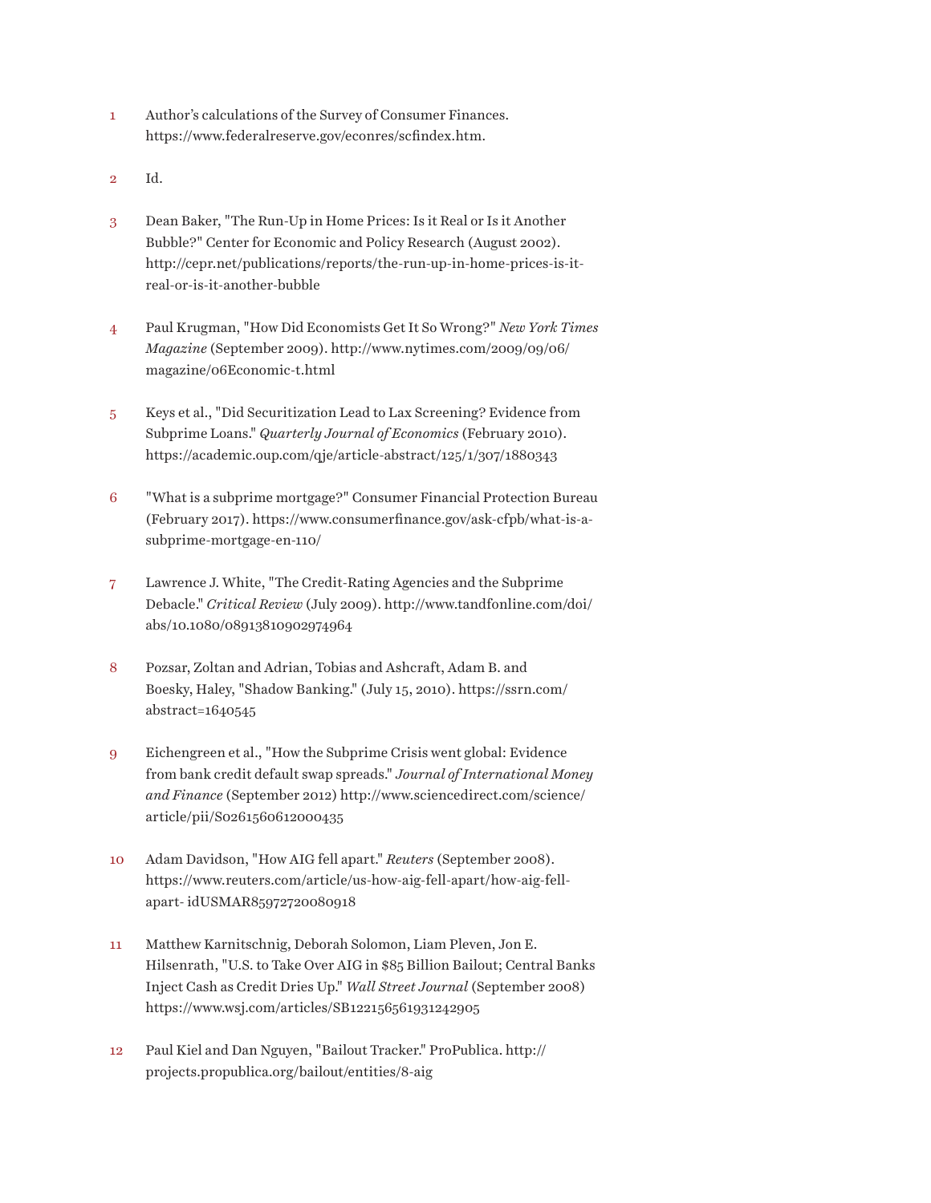1 Author's calculations of the Survey of Consumer Finances. https://www.federalreserve.gov/econres/scfindex.htm.

2 Id.

3 Dean Baker, "The Run-Up in Home Prices: Is it Real or Is it Another Bubble?" Center for Economic and Policy Research (August 2002). http://cepr.net/publications/reports/the-run-up-in-home-prices-is-it-real-or-is-it-another-bubble

4 Paul Krugman, "How Did Economists Get It So Wrong?" *New York Times Magazine* (September 2009). http://www.nytimes.com/2009/09/06/magazine/06Economic-t.html

5 Keys et al., "Did Securitization Lead to Lax Screening? Evidence from Subprime Loans." *Quarterly Journal of Economics* (February 2010). https://academic.oup.com/qje/article-abstract/125/1/307/1880343

6 "What is a subprime mortgage?" Consumer Financial Protection Bureau (February 2017). https://www.consumerfinance.gov/ask-cfpb/what-is-a-subprime-mortgage-en-110/

7 Lawrence J. White, "The Credit-Rating Agencies and the Subprime Debacle." *Critical Review* (July 2009). http://www.tandfonline.com/doi/abs/10.1080/08913810902974964

8 Pozsar, Zoltan and Adrian, Tobias and Ashcraft, Adam B. and Boesky, Haley, "Shadow Banking." (July 15, 2010). https://ssrn.com/abstract=1640545

9 Eichengreen et al., "How the Subprime Crisis went global: Evidence from bank credit default swap spreads." *Journal of International Money and Finance* (September 2012) http://www.sciencedirect.com/science/article/pii/S0261560612000435

10 Adam Davidson, "How AIG fell apart." *Reuters* (September 2008). https://www.reuters.com/article/us-how-aig-fell-apart/how-aig-fell-apart- idUSMAR85972720080918

11 Matthew Karnitschnig, Deborah Solomon, Liam Pleven, Jon E. Hilsenrath, "U.S. to Take Over AIG in $85 Billion Bailout; Central Banks Inject Cash as Credit Dries Up." *Wall Street Journal* (September 2008) https://www.wsj.com/articles/SB122156561931242905

12 Paul Kiel and Dan Nguyen, "Bailout Tracker." ProPublica. http://projects.propublica.org/bailout/entities/8-aig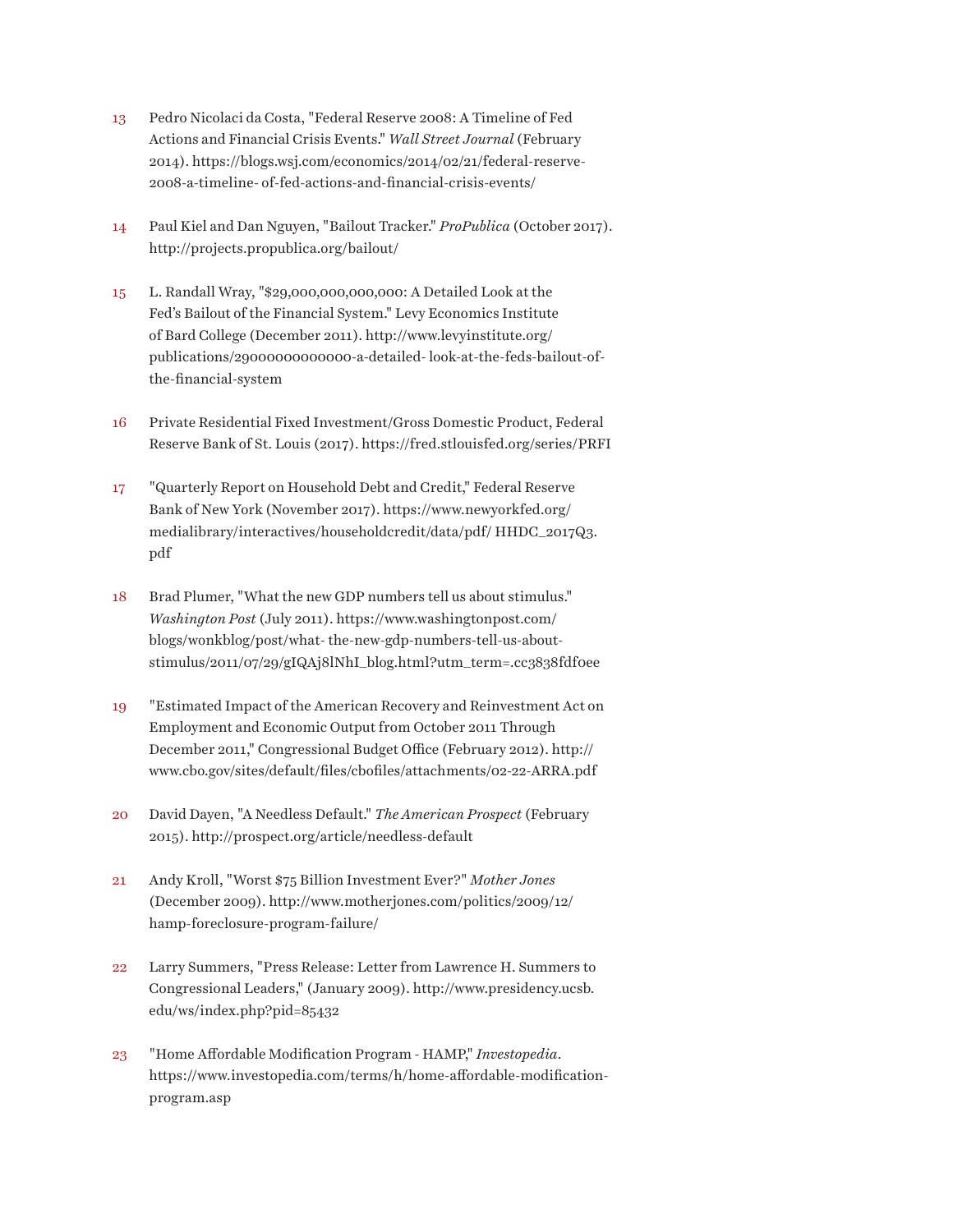13 Pedro Nicolaci da Costa, "Federal Reserve 2008: A Timeline of Fed Actions and Financial Crisis Events." *Wall Street Journal* (February 2014). https://blogs.wsj.com/economics/2014/02/21/federal-reserve-2008-a-timeline- of-fed-actions-and-financial-crisis-events/

14 Paul Kiel and Dan Nguyen, "Bailout Tracker." *ProPublica* (October 2017). http://projects.propublica.org/bailout/

15 L. Randall Wray, "$29,000,000,000,000: A Detailed Look at the Fed's Bailout of the Financial System." Levy Economics Institute of Bard College (December 2011). http://www.levyinstitute.org/publications/29000000000000-a-detailed- look-at-the-feds-bailout-of-the-financial-system

16 Private Residential Fixed Investment/Gross Domestic Product, Federal Reserve Bank of St. Louis (2017). https://fred.stlouisfed.org/series/PRFI

17 "Quarterly Report on Household Debt and Credit," Federal Reserve Bank of New York (November 2017). https://www.newyorkfed.org/medialibrary/interactives/householdcredit/data/pdf/ HHDC_2017Q3.pdf

18 Brad Plumer, "What the new GDP numbers tell us about stimulus." *Washington Post* (July 2011). https://www.washingtonpost.com/blogs/wonkblog/post/what- the-new-gdp-numbers-tell-us-about-stimulus/2011/07/29/gIQAj8lNhI_blog.html?utm_term=.cc3838fdfoee

19 "Estimated Impact of the American Recovery and Reinvestment Act on Employment and Economic Output from October 2011 Through December 2011," Congressional Budget Office (February 2012). http://www.cbo.gov/sites/default/files/cbofiles/attachments/02-22-ARRA.pdf

20 David Dayen, "A Needless Default." *The American Prospect* (February 2015). http://prospect.org/article/needless-default

21 Andy Kroll, "Worst $75 Billion Investment Ever?" *Mother Jones* (December 2009). http://www.motherjones.com/politics/2009/12/hamp-foreclosure-program-failure/

22 Larry Summers, "Press Release: Letter from Lawrence H. Summers to Congressional Leaders," (January 2009). http://www.presidency.ucsb.edu/ws/index.php?pid=85432

23 "Home Affordable Modification Program - HAMP," *Investopedia*. https://www.investopedia.com/terms/h/home-affordable-modification-program.asp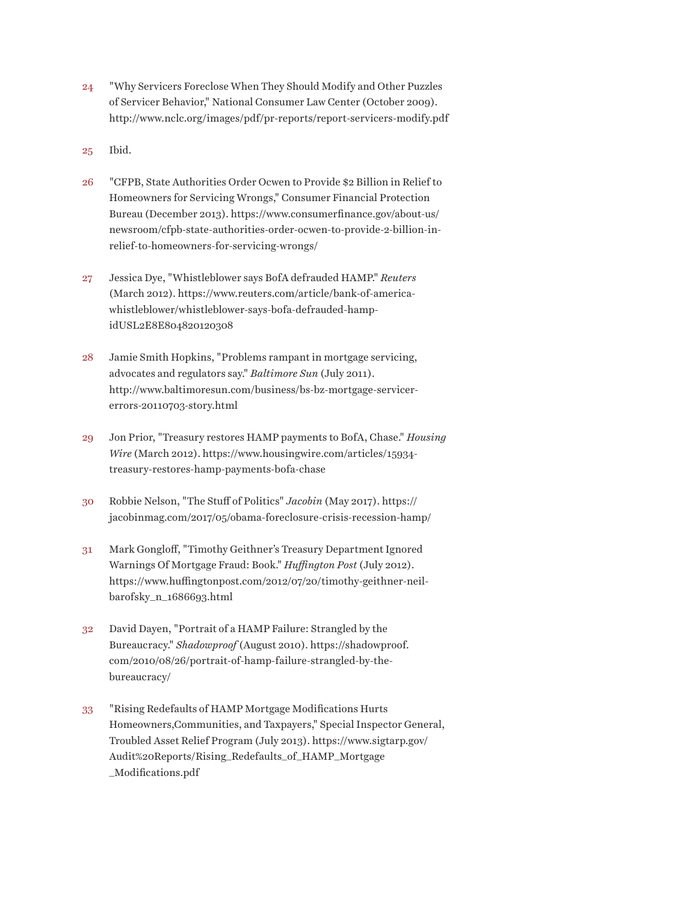24 "Why Servicers Foreclose When They Should Modify and Other Puzzles of Servicer Behavior," National Consumer Law Center (October 2009). http://www.nclc.org/images/pdf/pr-reports/report-servicers-modify.pdf

25 Ibid.

26 "CFPB, State Authorities Order Ocwen to Provide $2 Billion in Relief to Homeowners for Servicing Wrongs," Consumer Financial Protection Bureau (December 2013). https://www.consumerfinance.gov/about-us/newsroom/cfpb-state-authorities-order-ocwen-to-provide-2-billion-in-relief-to-homeowners-for-servicing-wrongs/

27 Jessica Dye, "Whistleblower says BofA defrauded HAMP." *Reuters* (March 2012). https://www.reuters.com/article/bank-of-america-whistleblower/whistleblower-says-bofa-defrauded-hamp-idUSL2E8E804820120308

28 Jamie Smith Hopkins, "Problems rampant in mortgage servicing, advocates and regulators say." *Baltimore Sun* (July 2011). http://www.baltimoresun.com/business/bs-bz-mortgage-servicer-errors-20110703-story.html

29 Jon Prior, "Treasury restores HAMP payments to BofA, Chase." *Housing Wire* (March 2012). https://www.housingwire.com/articles/15934-treasury-restores-hamp-payments-bofa-chase

30 Robbie Nelson, "The Stuff of Politics" *Jacobin* (May 2017). https://jacobinmag.com/2017/05/obama-foreclosure-crisis-recession-hamp/

31 Mark Gongloff, "Timothy Geithner's Treasury Department Ignored Warnings Of Mortgage Fraud: Book." *Huffington Post* (July 2012). https://www.huffingtonpost.com/2012/07/20/timothy-geithner-neil-barofsky_n_1686693.html

32 David Dayen, "Portrait of a HAMP Failure: Strangled by the Bureaucracy." *Shadowproof* (August 2010). https://shadowproof.com/2010/08/26/portrait-of-hamp-failure-strangled-by-the-bureaucracy/

33 "Rising Redefaults of HAMP Mortgage Modifications Hurts Homeowners,Communities, and Taxpayers," Special Inspector General, Troubled Asset Relief Program (July 2013). https://www.sigtarp.gov/Audit%20Reports/Rising_Redefaults_of_HAMP_Mortgage_Modifications.pdf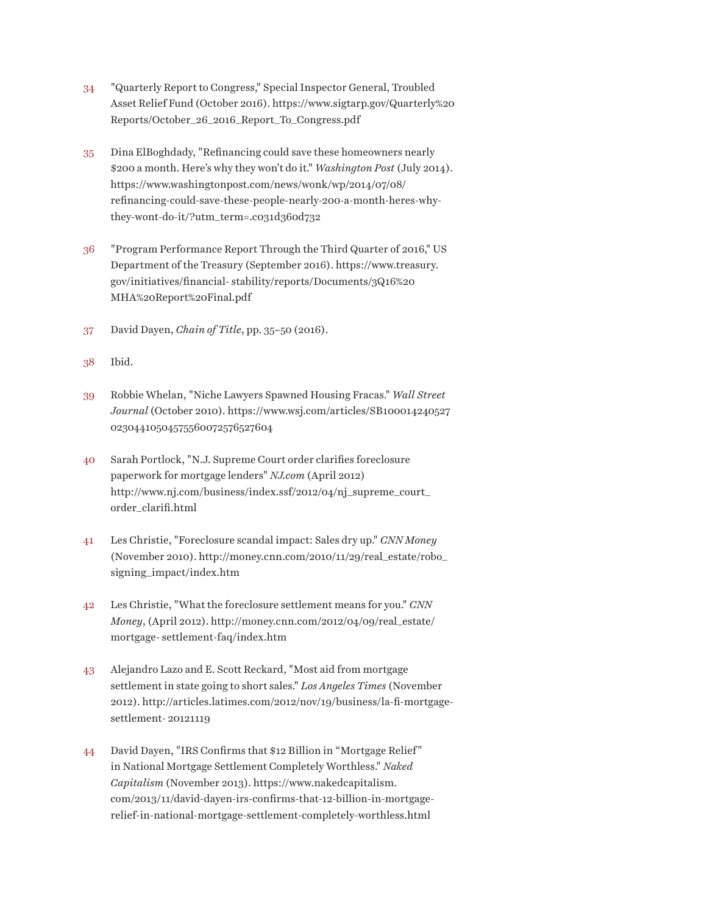34 "Quarterly Report to Congress," Special Inspector General, Troubled Asset Relief Fund (October 2016). https://www.sigtarp.gov/Quarterly%20Reports/October_26_2016_Report_To_Congress.pdf

35 Dina ElBoghdady, "Refinancing could save these homeowners nearly $200 a month. Here's why they won't do it." *Washington Post* (July 2014). https://www.washingtonpost.com/news/wonk/wp/2014/07/08/refinancing-could-save-these-people-nearly-200-a-month-heres-why-they-wont-do-it/?utm_term=.c031d360d732

36 "Program Performance Report Through the Third Quarter of 2016," US Department of the Treasury (September 2016). https://www.treasury.gov/initiatives/financial- stability/reports/Documents/3Q16%20MHA%20Report%20Final.pdf

37 David Dayen, *Chain of Title*, pp. 35–50 (2016).

38 Ibid.

39 Robbie Whelan, "Niche Lawyers Spawned Housing Fracas." *Wall Street Journal* (October 2010). https://www.wsj.com/articles/SB10001424052702304410504575560072576527604

40 Sarah Portlock, "N.J. Supreme Court order clarifies foreclosure paperwork for mortgage lenders" *NJ.com* (April 2012) http://www.nj.com/business/index.ssf/2012/04/nj_supreme_court_order_clarifi.html

41 Les Christie, "Foreclosure scandal impact: Sales dry up." *CNN Money* (November 2010). http://money.cnn.com/2010/11/29/real_estate/robo_signing_impact/index.htm

42 Les Christie, "What the foreclosure settlement means for you." *CNN Money*, (April 2012). http://money.cnn.com/2012/04/09/real_estate/mortgage- settlement-faq/index.htm

43 Alejandro Lazo and E. Scott Reckard, "Most aid from mortgage settlement in state going to short sales." *Los Angeles Times* (November 2012). http://articles.latimes.com/2012/nov/19/business/la-fi-mortgage-settlement- 20121119

44 David Dayen, "IRS Confirms that $12 Billion in "Mortgage Relief" in National Mortgage Settlement Completely Worthless." *Naked Capitalism* (November 2013). https://www.nakedcapitalism.com/2013/11/david-dayen-irs-confirms-that-12-billion-in-mortgage-relief-in-national-mortgage-settlement-completely-worthless.html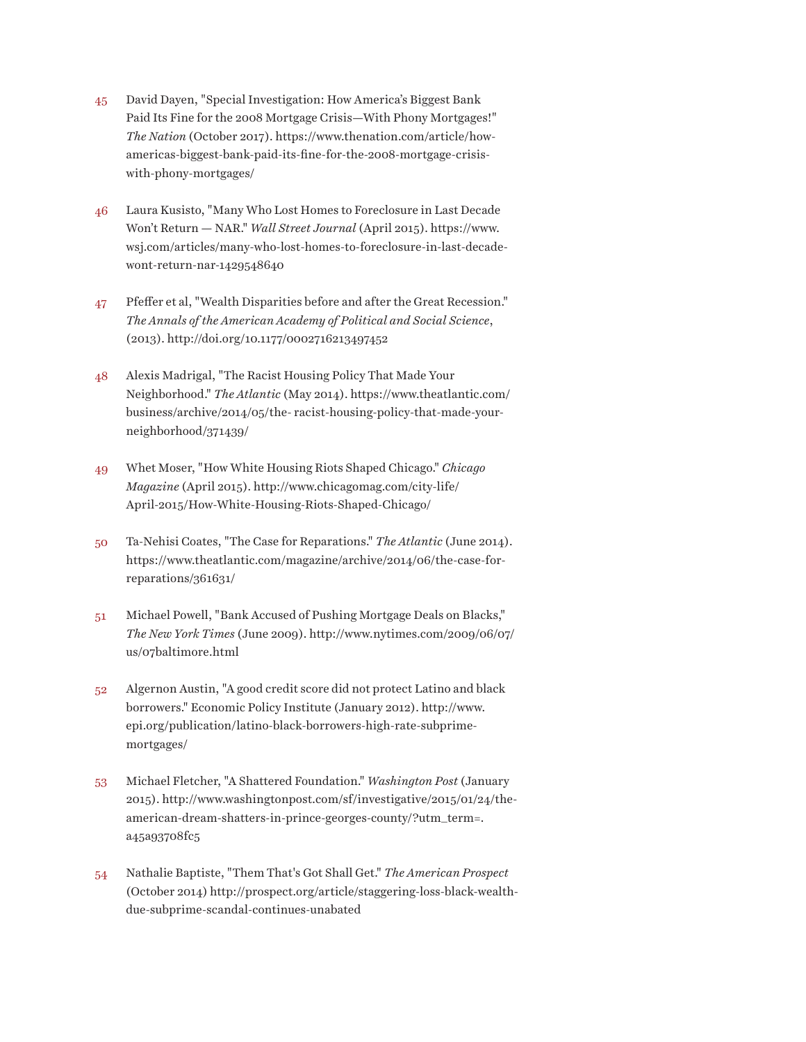45 David Dayen, "Special Investigation: How America's Biggest Bank Paid Its Fine for the 2008 Mortgage Crisis—With Phony Mortgages!" *The Nation* (October 2017). https://www.thenation.com/article/how-americas-biggest-bank-paid-its-fine-for-the-2008-mortgage-crisis-with-phony-mortgages/

46 Laura Kusisto, "Many Who Lost Homes to Foreclosure in Last Decade Won't Return — NAR." *Wall Street Journal* (April 2015). https://www.wsj.com/articles/many-who-lost-homes-to-foreclosure-in-last-decade-wont-return-nar-1429548640

47 Pfeffer et al, "Wealth Disparities before and after the Great Recession." *The Annals of the American Academy of Political and Social Science*, (2013). http://doi.org/10.1177/0002716213497452

48 Alexis Madrigal, "The Racist Housing Policy That Made Your Neighborhood." *The Atlantic* (May 2014). https://www.theatlantic.com/business/archive/2014/05/the- racist-housing-policy-that-made-your-neighborhood/371439/

49 Whet Moser, "How White Housing Riots Shaped Chicago." *Chicago Magazine* (April 2015). http://www.chicagomag.com/city-life/April-2015/How-White-Housing-Riots-Shaped-Chicago/

50 Ta-Nehisi Coates, "The Case for Reparations." *The Atlantic* (June 2014). https://www.theatlantic.com/magazine/archive/2014/06/the-case-for-reparations/361631/

51 Michael Powell, "Bank Accused of Pushing Mortgage Deals on Blacks," *The New York Times* (June 2009). http://www.nytimes.com/2009/06/07/us/07baltimore.html

52 Algernon Austin, "A good credit score did not protect Latino and black borrowers." Economic Policy Institute (January 2012). http://www.epi.org/publication/latino-black-borrowers-high-rate-subprime-mortgages/

53 Michael Fletcher, "A Shattered Foundation." *Washington Post* (January 2015). http://www.washingtonpost.com/sf/investigative/2015/01/24/the-american-dream-shatters-in-prince-georges-county/?utm_term=.a45a93708fc5

54 Nathalie Baptiste, "Them That's Got Shall Get." *The American Prospect* (October 2014) http://prospect.org/article/staggering-loss-black-wealth-due-subprime-scandal-continues-unabated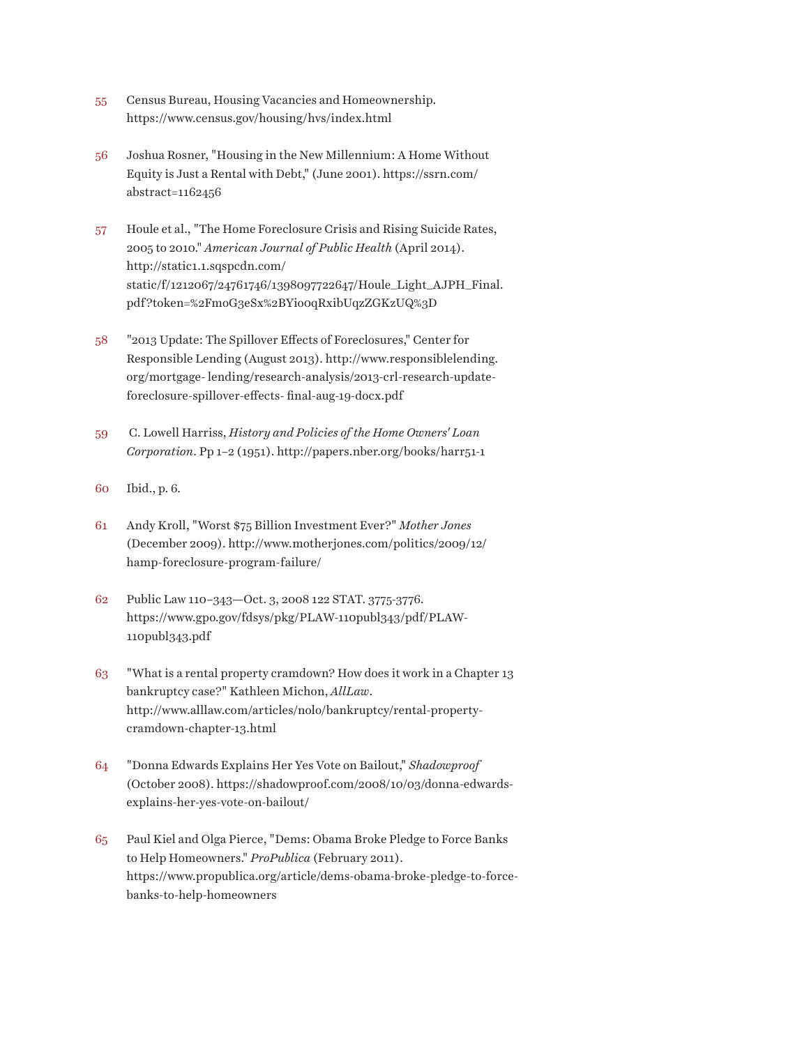55 Census Bureau, Housing Vacancies and Homeownership. https://www.census.gov/housing/hvs/index.html

56 Joshua Rosner, "Housing in the New Millennium: A Home Without Equity is Just a Rental with Debt," (June 2001). https://ssrn.com/abstract=1162456

57 Houle et al., "The Home Foreclosure Crisis and Rising Suicide Rates, 2005 to 2010." *American Journal of Public Health* (April 2014). http://static1.1.sqspcdn.com/static/f/1212067/24761746/1398097722647/Houle_Light_AJPH_Final.pdf?token=%2FmoG3eSx%2BYioOqRxibUqzZGKzUQ%3D

58 "2013 Update: The Spillover Effects of Foreclosures," Center for Responsible Lending (August 2013). http://www.responsiblelending.org/mortgage- lending/research-analysis/2013-crl-research-update-foreclosure-spillover-effects- final-aug-19-docx.pdf

59 C. Lowell Harriss, *History and Policies of the Home Owners' Loan Corporation*. Pp 1–2 (1951). http://papers.nber.org/books/harr51-1

60 Ibid., p. 6.

61 Andy Kroll, "Worst $75 Billion Investment Ever?" *Mother Jones* (December 2009). http://www.motherjones.com/politics/2009/12/hamp-foreclosure-program-failure/

62 Public Law 110–343—Oct. 3, 2008 122 STAT. 3775-3776. https://www.gpo.gov/fdsys/pkg/PLAW-110publ343/pdf/PLAW-110publ343.pdf

63 "What is a rental property cramdown? How does it work in a Chapter 13 bankruptcy case?" Kathleen Michon, *AllLaw*. http://www.alllaw.com/articles/nolo/bankruptcy/rental-property-cramdown-chapter-13.html

64 "Donna Edwards Explains Her Yes Vote on Bailout," *Shadowproof* (October 2008). https://shadowproof.com/2008/10/03/donna-edwards-explains-her-yes-vote-on-bailout/

65 Paul Kiel and Olga Pierce, "Dems: Obama Broke Pledge to Force Banks to Help Homeowners." *ProPublica* (February 2011). https://www.propublica.org/article/dems-obama-broke-pledge-to-force-banks-to-help-homeowners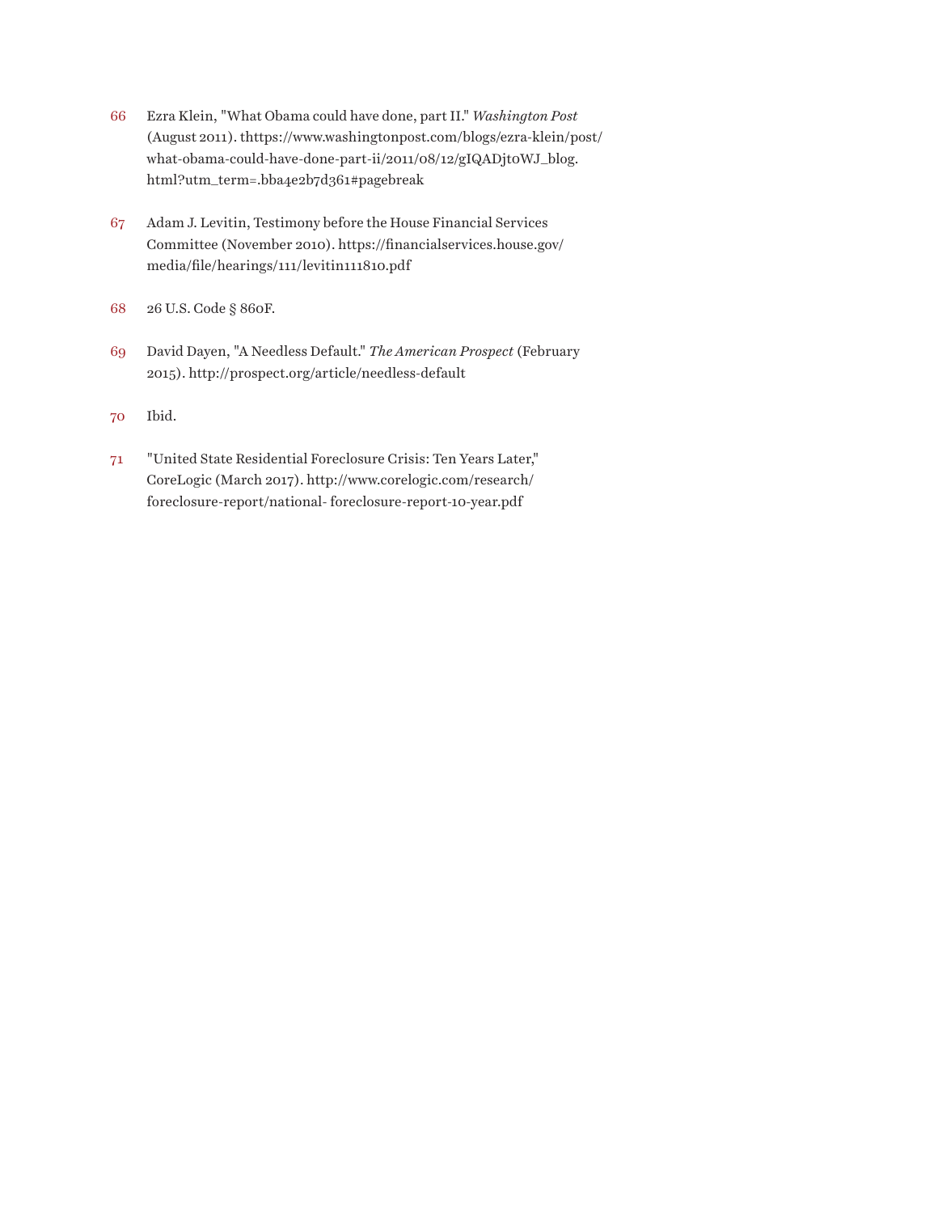66 Ezra Klein, "What Obama could have done, part II." *Washington Post* (August 2011). thttps://www.washingtonpost.com/blogs/ezra-klein/post/what-obama-could-have-done-part-ii/2011/08/12/gIQADjt0WJ_blog.html?utm_term=.bba4e2b7d361#pagebreak

67 Adam J. Levitin, Testimony before the House Financial Services Committee (November 2010). https://financialservices.house.gov/media/file/hearings/111/levitin111810.pdf

68 26 U.S. Code § 860F.

69 David Dayen, "A Needless Default." *The American Prospect* (February 2015). http://prospect.org/article/needless-default

70 Ibid.

71 "United State Residential Foreclosure Crisis: Ten Years Later," CoreLogic (March 2017). http://www.corelogic.com/research/foreclosure-report/national- foreclosure-report-10-year.pdf